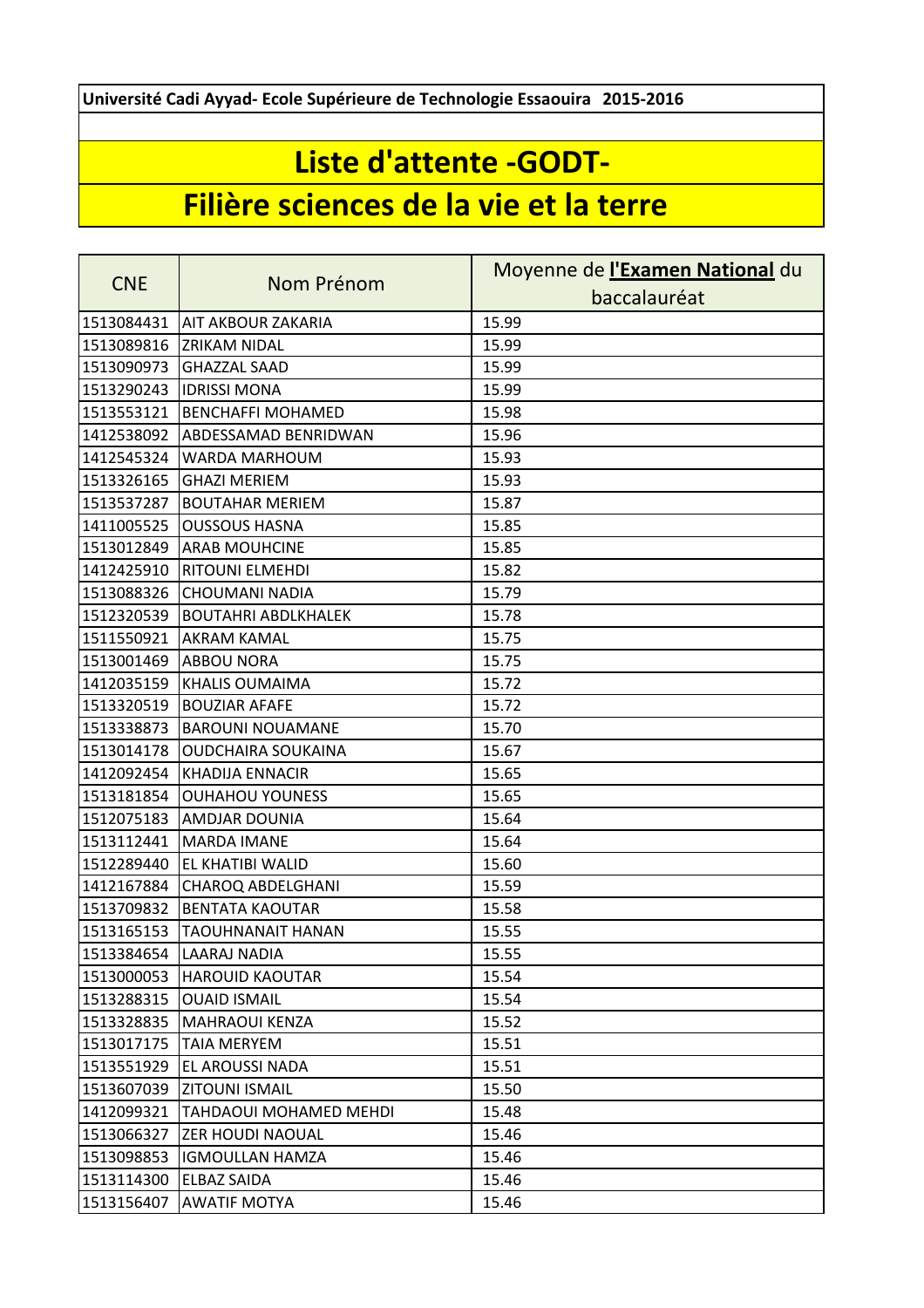Université Cadi Ayyad- Ecole Supérieure de Technologie Essaouira 2015-2016

# Liste d'attente -GODT-

# Filière sciences de la vie et la terre

| CNE | Nom Prénom | Moyenne de **l'Examen National** du baccalauréat |
|---|---|---|
| 1513084431 | AIT AKBOUR ZAKARIA | 15.99 |
| 1513089816 | ZRIKAM NIDAL | 15.99 |
| 1513090973 | GHAZZAL SAAD | 15.99 |
| 1513290243 | IDRISSI MONA | 15.99 |
| 1513553121 | BENCHAFFI MOHAMED | 15.98 |
| 1412538092 | ABDESSAMAD BENRIDWAN | 15.96 |
| 1412545324 | WARDA MARHOUM | 15.93 |
| 1513326165 | GHAZI MERIEM | 15.93 |
| 1513537287 | BOUTAHAR MERIEM | 15.87 |
| 1411005525 | OUSSOUS HASNA | 15.85 |
| 1513012849 | ARAB MOUHCINE | 15.85 |
| 1412425910 | RITOUNI ELMEHDI | 15.82 |
| 1513088326 | CHOUMANI NADIA | 15.79 |
| 1512320539 | BOUTAHRI ABDLKHALEK | 15.78 |
| 1511550921 | AKRAM KAMAL | 15.75 |
| 1513001469 | ABBOU NORA | 15.75 |
| 1412035159 | KHALIS OUMAIMA | 15.72 |
| 1513320519 | BOUZIAR AFAFE | 15.72 |
| 1513338873 | BAROUNI NOUAMANE | 15.70 |
| 1513014178 | OUDCHAIRA SOUKAINA | 15.67 |
| 1412092454 | KHADIJA ENNACIR | 15.65 |
| 1513181854 | OUHAHOU YOUNESS | 15.65 |
| 1512075183 | AMDJAR DOUNIA | 15.64 |
| 1513112441 | MARDA IMANE | 15.64 |
| 1512289440 | EL KHATIBI WALID | 15.60 |
| 1412167884 | CHAROQ ABDELGHANI | 15.59 |
| 1513709832 | BENTATA KAOUTAR | 15.58 |
| 1513165153 | TAOUHNANAIT HANAN | 15.55 |
| 1513384654 | LAARAJ NADIA | 15.55 |
| 1513000053 | HAROUID KAOUTAR | 15.54 |
| 1513288315 | OUAID ISMAIL | 15.54 |
| 1513328835 | MAHRAOUI KENZA | 15.52 |
| 1513017175 | TAIA MERYEM | 15.51 |
| 1513551929 | EL AROUSSI NADA | 15.51 |
| 1513607039 | ZITOUNI ISMAIL | 15.50 |
| 1412099321 | TAHDAOUI MOHAMED MEHDI | 15.48 |
| 1513066327 | ZER HOUDI NAOUAL | 15.46 |
| 1513098853 | IGMOULLAN HAMZA | 15.46 |
| 1513114300 | ELBAZ SAIDA | 15.46 |
| 1513156407 | AWATIF MOTYA | 15.46 |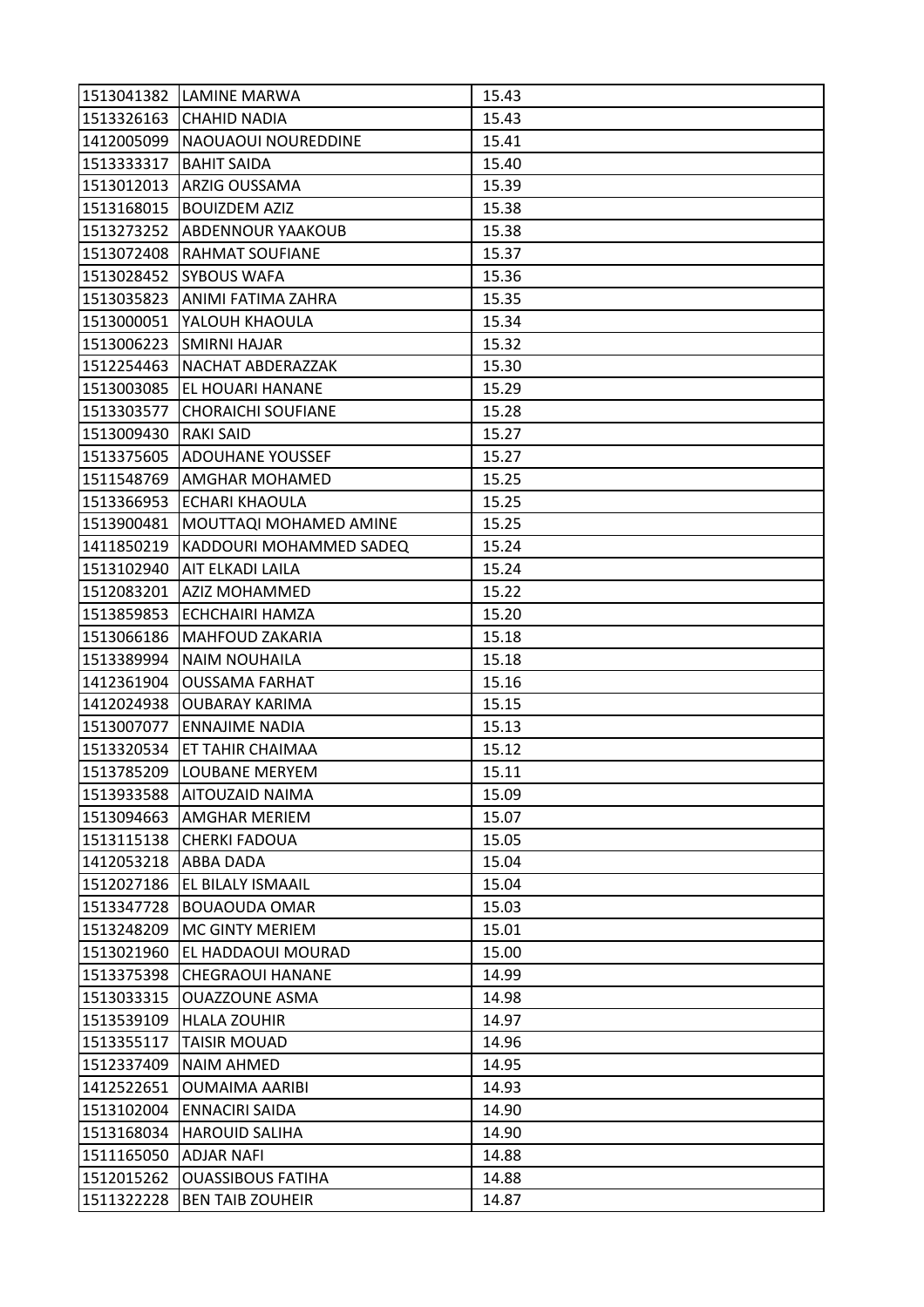| 1513041382 | LAMINE MARWA | 15.43 |
|---|---|---|
| 1513326163 | CHAHID NADIA | 15.43 |
| 1412005099 | NAOUAOUI NOUREDDINE | 15.41 |
| 1513333317 | BAHIT SAIDA | 15.40 |
| 1513012013 | ARZIG OUSSAMA | 15.39 |
| 1513168015 | BOUIZDEM AZIZ | 15.38 |
| 1513273252 | ABDENNOUR YAAKOUB | 15.38 |
| 1513072408 | RAHMAT SOUFIANE | 15.37 |
| 1513028452 | SYBOUS WAFA | 15.36 |
| 1513035823 | ANIMI FATIMA ZAHRA | 15.35 |
| 1513000051 | YALOUH KHAOULA | 15.34 |
| 1513006223 | SMIRNI HAJAR | 15.32 |
| 1512254463 | NACHAT ABDERAZZAK | 15.30 |
| 1513003085 | EL HOUARI HANANE | 15.29 |
| 1513303577 | CHORAICHI SOUFIANE | 15.28 |
| 1513009430 | RAKI SAID | 15.27 |
| 1513375605 | ADOUHANE YOUSSEF | 15.27 |
| 1511548769 | AMGHAR MOHAMED | 15.25 |
| 1513366953 | ECHARI KHAOULA | 15.25 |
| 1513900481 | MOUTTAQI MOHAMED AMINE | 15.25 |
| 1411850219 | KADDOURI MOHAMMED SADEQ | 15.24 |
| 1513102940 | AIT ELKADI LAILA | 15.24 |
| 1512083201 | AZIZ MOHAMMED | 15.22 |
| 1513859853 | ECHCHAIRI HAMZA | 15.20 |
| 1513066186 | MAHFOUD ZAKARIA | 15.18 |
| 1513389994 | NAIM NOUHAILA | 15.18 |
| 1412361904 | OUSSAMA FARHAT | 15.16 |
| 1412024938 | OUBARAY KARIMA | 15.15 |
| 1513007077 | ENNAJIME NADIA | 15.13 |
| 1513320534 | ET TAHIR CHAIMAA | 15.12 |
| 1513785209 | LOUBANE MERYEM | 15.11 |
| 1513933588 | AITOUZAID NAIMA | 15.09 |
| 1513094663 | AMGHAR MERIEM | 15.07 |
| 1513115138 | CHERKI FADOUA | 15.05 |
| 1412053218 | ABBA DADA | 15.04 |
| 1512027186 | EL BILALY ISMAAIL | 15.04 |
| 1513347728 | BOUAOUDA OMAR | 15.03 |
| 1513248209 | MC GINTY MERIEM | 15.01 |
| 1513021960 | EL HADDAOUI MOURAD | 15.00 |
| 1513375398 | CHEGRAOUI HANANE | 14.99 |
| 1513033315 | OUAZZOUNE ASMA | 14.98 |
| 1513539109 | HLALA ZOUHIR | 14.97 |
| 1513355117 | TAISIR MOUAD | 14.96 |
| 1512337409 | NAIM AHMED | 14.95 |
| 1412522651 | OUMAIMA AARIBI | 14.93 |
| 1513102004 | ENNACIRI SAIDA | 14.90 |
| 1513168034 | HAROUID SALIHA | 14.90 |
| 1511165050 | ADJAR NAFI | 14.88 |
| 1512015262 | OUASSIBOUS FATIHA | 14.88 |
| 1511322228 | BEN TAIB ZOUHEIR | 14.87 |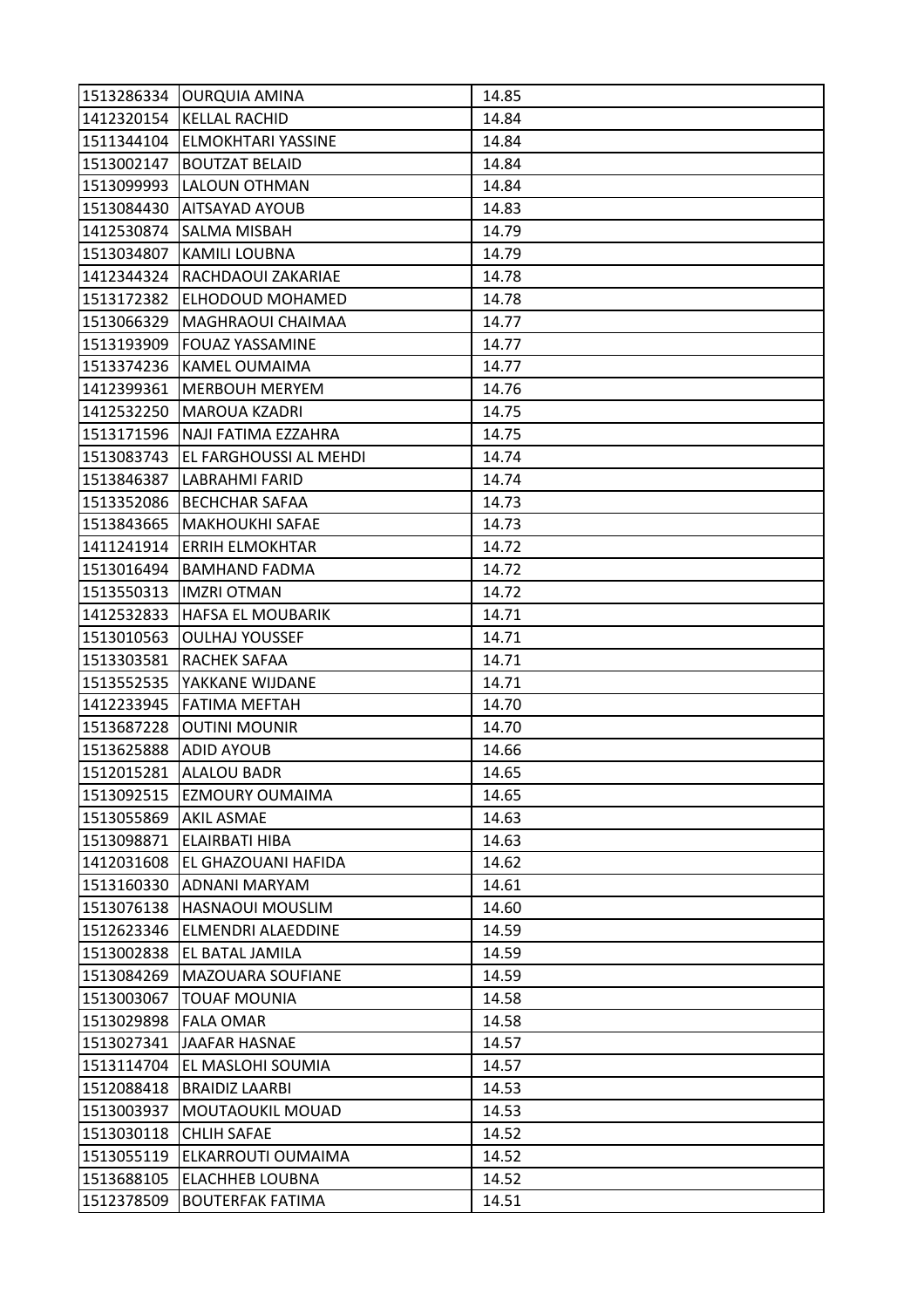| | | |
|---|---|---|
| 1513286334 | OURQUIA AMINA | 14.85 |
| 1412320154 | KELLAL RACHID | 14.84 |
| 1511344104 | ELMOKHTARI YASSINE | 14.84 |
| 1513002147 | BOUTZAT BELAID | 14.84 |
| 1513099993 | LALOUN OTHMAN | 14.84 |
| 1513084430 | AITSAYAD AYOUB | 14.83 |
| 1412530874 | SALMA MISBAH | 14.79 |
| 1513034807 | KAMILI LOUBNA | 14.79 |
| 1412344324 | RACHDAOUI ZAKARIAE | 14.78 |
| 1513172382 | ELHODOUD MOHAMED | 14.78 |
| 1513066329 | MAGHRAOUI CHAIMAA | 14.77 |
| 1513193909 | FOUAZ YASSAMINE | 14.77 |
| 1513374236 | KAMEL OUMAIMA | 14.77 |
| 1412399361 | MERBOUH MERYEM | 14.76 |
| 1412532250 | MAROUA KZADRI | 14.75 |
| 1513171596 | NAJI FATIMA EZZAHRA | 14.75 |
| 1513083743 | EL FARGHOUSSI AL MEHDI | 14.74 |
| 1513846387 | LABRAHMI FARID | 14.74 |
| 1513352086 | BECHCHAR SAFAA | 14.73 |
| 1513843665 | MAKHOUKHI SAFAE | 14.73 |
| 1411241914 | ERRIH ELMOKHTAR | 14.72 |
| 1513016494 | BAMHAND FADMA | 14.72 |
| 1513550313 | IMZRI OTMAN | 14.72 |
| 1412532833 | HAFSA EL MOUBARIK | 14.71 |
| 1513010563 | OULHAJ YOUSSEF | 14.71 |
| 1513303581 | RACHEK SAFAA | 14.71 |
| 1513552535 | YAKKANE WIJDANE | 14.71 |
| 1412233945 | FATIMA MEFTAH | 14.70 |
| 1513687228 | OUTINI MOUNIR | 14.70 |
| 1513625888 | ADID AYOUB | 14.66 |
| 1512015281 | ALALOU BADR | 14.65 |
| 1513092515 | EZMOURY OUMAIMA | 14.65 |
| 1513055869 | AKIL ASMAE | 14.63 |
| 1513098871 | ELAIRBATI HIBA | 14.63 |
| 1412031608 | EL GHAZOUANI HAFIDA | 14.62 |
| 1513160330 | ADNANI MARYAM | 14.61 |
| 1513076138 | HASNAOUI MOUSLIM | 14.60 |
| 1512623346 | ELMENDRI ALAEDDINE | 14.59 |
| 1513002838 | EL BATAL JAMILA | 14.59 |
| 1513084269 | MAZOUARA SOUFIANE | 14.59 |
| 1513003067 | TOUAF MOUNIA | 14.58 |
| 1513029898 | FALA OMAR | 14.58 |
| 1513027341 | JAAFAR HASNAE | 14.57 |
| 1513114704 | EL MASLOHI SOUMIA | 14.57 |
| 1512088418 | BRAIDIZ LAARBI | 14.53 |
| 1513003937 | MOUTAOUKIL MOUAD | 14.53 |
| 1513030118 | CHLIH SAFAE | 14.52 |
| 1513055119 | ELKARROUTI OUMAIMA | 14.52 |
| 1513688105 | ELACHHEB LOUBNA | 14.52 |
| 1512378509 | BOUTERFAK FATIMA | 14.51 |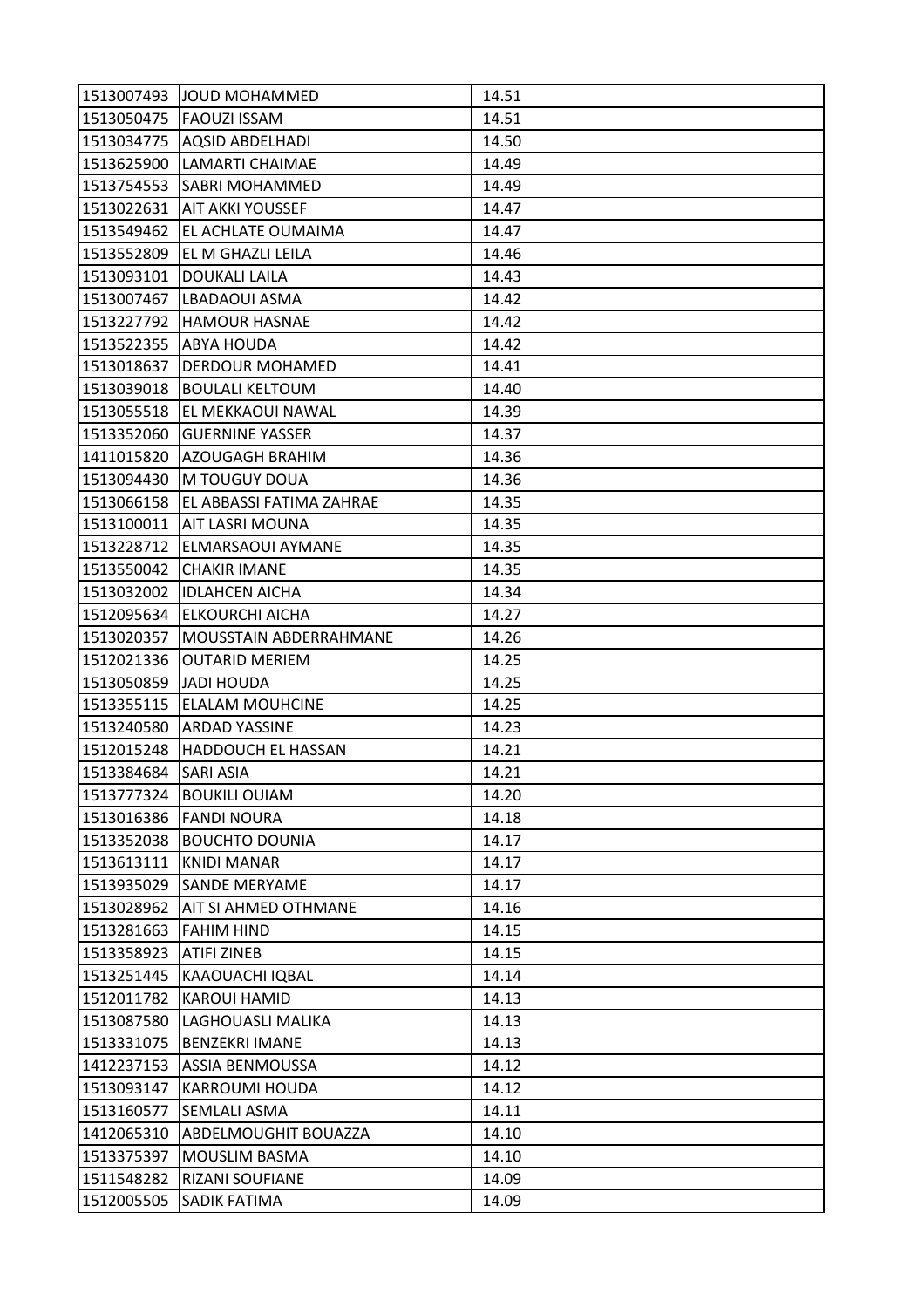| 1513007493 | JOUD MOHAMMED | 14.51 |
|---|---|---|
| 1513050475 | FAOUZI ISSAM | 14.51 |
| 1513034775 | AQSID ABDELHADI | 14.50 |
| 1513625900 | LAMARTI CHAIMAE | 14.49 |
| 1513754553 | SABRI MOHAMMED | 14.49 |
| 1513022631 | AIT AKKI YOUSSEF | 14.47 |
| 1513549462 | EL ACHLATE OUMAIMA | 14.47 |
| 1513552809 | EL M GHAZLI LEILA | 14.46 |
| 1513093101 | DOUKALI LAILA | 14.43 |
| 1513007467 | LBADAOUI ASMA | 14.42 |
| 1513227792 | HAMOUR HASNAE | 14.42 |
| 1513522355 | ABYA HOUDA | 14.42 |
| 1513018637 | DERDOUR MOHAMED | 14.41 |
| 1513039018 | BOULALI KELTOUM | 14.40 |
| 1513055518 | EL MEKKAOUI NAWAL | 14.39 |
| 1513352060 | GUERNINE YASSER | 14.37 |
| 1411015820 | AZOUGAGH BRAHIM | 14.36 |
| 1513094430 | M TOUGUY DOUA | 14.36 |
| 1513066158 | EL ABBASSI FATIMA ZAHRAE | 14.35 |
| 1513100011 | AIT LASRI MOUNA | 14.35 |
| 1513228712 | ELMARSAOUI AYMANE | 14.35 |
| 1513550042 | CHAKIR IMANE | 14.35 |
| 1513032002 | IDLAHCEN AICHA | 14.34 |
| 1512095634 | ELKOURCHI AICHA | 14.27 |
| 1513020357 | MOUSSTAIN ABDERRAHMANE | 14.26 |
| 1512021336 | OUTARID MERIEM | 14.25 |
| 1513050859 | JADI HOUDA | 14.25 |
| 1513355115 | ELALAM MOUHCINE | 14.25 |
| 1513240580 | ARDAD YASSINE | 14.23 |
| 1512015248 | HADDOUCH EL HASSAN | 14.21 |
| 1513384684 | SARI ASIA | 14.21 |
| 1513777324 | BOUKILI OUIAM | 14.20 |
| 1513016386 | FANDI NOURA | 14.18 |
| 1513352038 | BOUCHTO DOUNIA | 14.17 |
| 1513613111 | KNIDI MANAR | 14.17 |
| 1513935029 | SANDE MERYAME | 14.17 |
| 1513028962 | AIT SI AHMED OTHMANE | 14.16 |
| 1513281663 | FAHIM HIND | 14.15 |
| 1513358923 | ATIFI ZINEB | 14.15 |
| 1513251445 | KAAOUACHI IQBAL | 14.14 |
| 1512011782 | KAROUI HAMID | 14.13 |
| 1513087580 | LAGHOUASLI MALIKA | 14.13 |
| 1513331075 | BENZEKRI IMANE | 14.13 |
| 1412237153 | ASSIA BENMOUSSA | 14.12 |
| 1513093147 | KARROUMI HOUDA | 14.12 |
| 1513160577 | SEMLALI ASMA | 14.11 |
| 1412065310 | ABDELMOUGHIT BOUAZZA | 14.10 |
| 1513375397 | MOUSLIM BASMA | 14.10 |
| 1511548282 | RIZANI SOUFIANE | 14.09 |
| 1512005505 | SADIK FATIMA | 14.09 |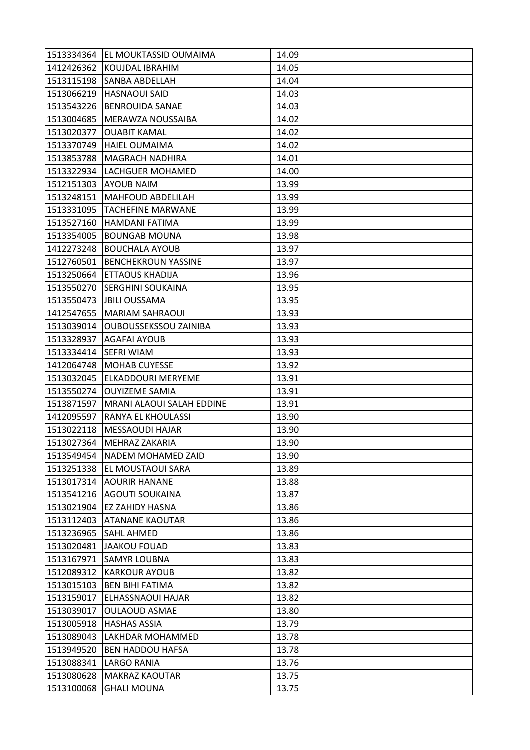| | | |
|---|---|---|
| 1513334364 | EL MOUKTASSID OUMAIMA | 14.09 |
| 1412426362 | KOUJDAL IBRAHIM | 14.05 |
| 1513115198 | SANBA ABDELLAH | 14.04 |
| 1513066219 | HASNAOUI SAID | 14.03 |
| 1513543226 | BENROUIDA SANAE | 14.03 |
| 1513004685 | MERAWZA NOUSSAIBA | 14.02 |
| 1513020377 | OUABIT KAMAL | 14.02 |
| 1513370749 | HAIEL OUMAIMA | 14.02 |
| 1513853788 | MAGRACH NADHIRA | 14.01 |
| 1513322934 | LACHGUER MOHAMED | 14.00 |
| 1512151303 | AYOUB NAIM | 13.99 |
| 1513248151 | MAHFOUD ABDELILAH | 13.99 |
| 1513331095 | TACHEFINE MARWANE | 13.99 |
| 1513527160 | HAMDANI FATIMA | 13.99 |
| 1513354005 | BOUNGAB MOUNA | 13.98 |
| 1412273248 | BOUCHALA AYOUB | 13.97 |
| 1512760501 | BENCHEKROUN YASSINE | 13.97 |
| 1513250664 | ETTAOUS KHADIJA | 13.96 |
| 1513550270 | SERGHINI SOUKAINA | 13.95 |
| 1513550473 | JBILI OUSSAMA | 13.95 |
| 1412547655 | MARIAM SAHRAOUI | 13.93 |
| 1513039014 | OUBOUSSEKSSOU ZAINIBA | 13.93 |
| 1513328937 | AGAFAI AYOUB | 13.93 |
| 1513334414 | SEFRI WIAM | 13.93 |
| 1412064748 | MOHAB CUYESSE | 13.92 |
| 1513032045 | ELKADDOURI MERYEME | 13.91 |
| 1513550274 | OUYIZEME SAMIA | 13.91 |
| 1513871597 | MRANI ALAOUI SALAH EDDINE | 13.91 |
| 1412095597 | RANYA EL KHOULASSI | 13.90 |
| 1513022118 | MESSAOUDI HAJAR | 13.90 |
| 1513027364 | MEHRAZ ZAKARIA | 13.90 |
| 1513549454 | NADEM MOHAMED ZAID | 13.90 |
| 1513251338 | EL MOUSTAOUI SARA | 13.89 |
| 1513017314 | AOURIR HANANE | 13.88 |
| 1513541216 | AGOUTI SOUKAINA | 13.87 |
| 1513021904 | EZ ZAHIDY HASNA | 13.86 |
| 1513112403 | ATANANE KAOUTAR | 13.86 |
| 1513236965 | SAHL AHMED | 13.86 |
| 1513020481 | JAAKOU FOUAD | 13.83 |
| 1513167971 | SAMYR LOUBNA | 13.83 |
| 1512089312 | KARKOUR AYOUB | 13.82 |
| 1513015103 | BEN BIHI FATIMA | 13.82 |
| 1513159017 | ELHASSNAOUI HAJAR | 13.82 |
| 1513039017 | OULAOUD ASMAE | 13.80 |
| 1513005918 | HASHAS ASSIA | 13.79 |
| 1513089043 | LAKHDAR MOHAMMED | 13.78 |
| 1513949520 | BEN HADDOU HAFSA | 13.78 |
| 1513088341 | LARGO RANIA | 13.76 |
| 1513080628 | MAKRAZ KAOUTAR | 13.75 |
| 1513100068 | GHALI MOUNA | 13.75 |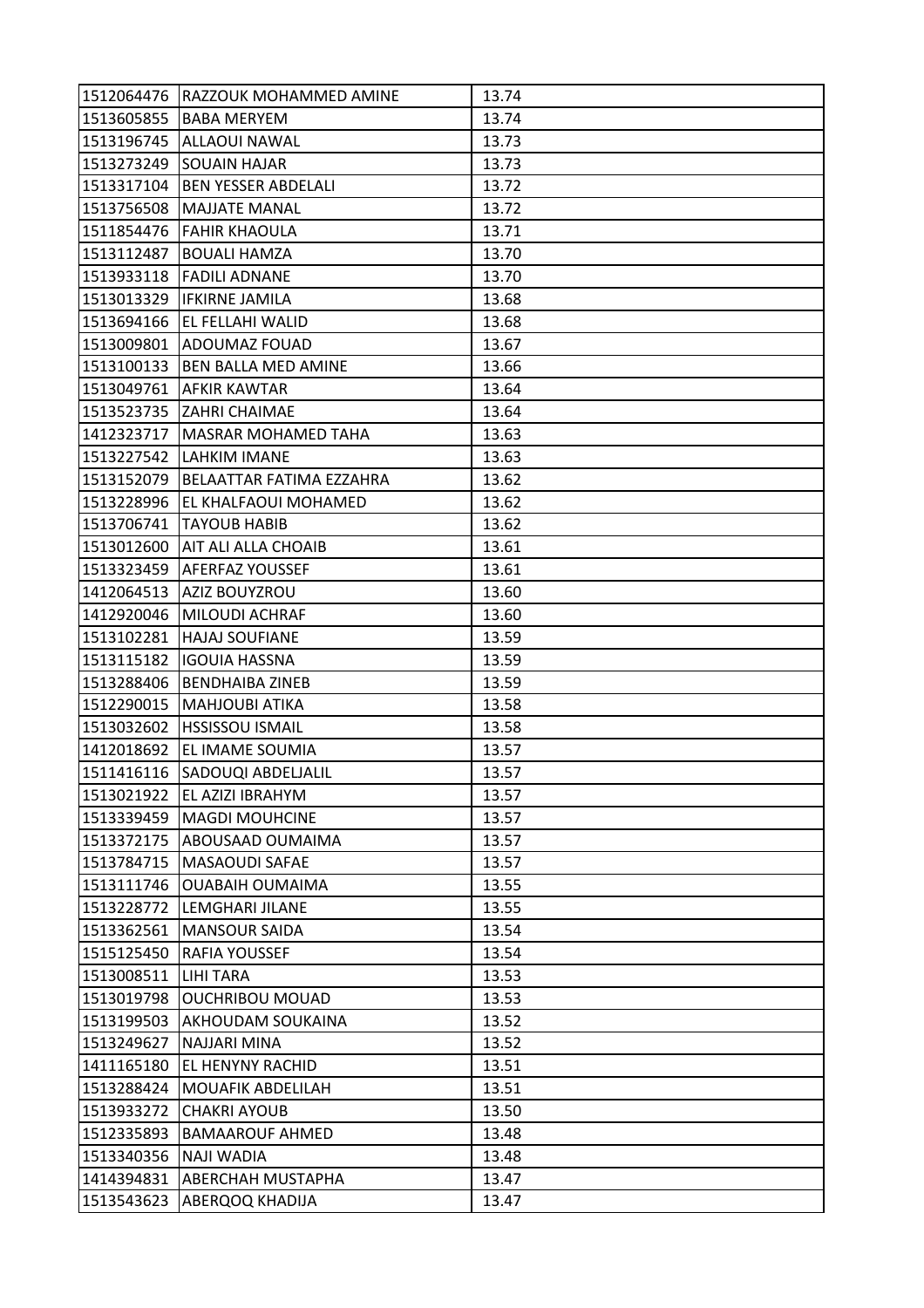| | | |
|---|---|---|
| 1512064476 | RAZZOUK MOHAMMED AMINE | 13.74 |
| 1513605855 | BABA MERYEM | 13.74 |
| 1513196745 | ALLAOUI NAWAL | 13.73 |
| 1513273249 | SOUAIN HAJAR | 13.73 |
| 1513317104 | BEN YESSER ABDELALI | 13.72 |
| 1513756508 | MAJJATE MANAL | 13.72 |
| 1511854476 | FAHIR KHAOULA | 13.71 |
| 1513112487 | BOUALI HAMZA | 13.70 |
| 1513933118 | FADILI ADNANE | 13.70 |
| 1513013329 | IFKIRNE JAMILA | 13.68 |
| 1513694166 | EL FELLAHI WALID | 13.68 |
| 1513009801 | ADOUMAZ FOUAD | 13.67 |
| 1513100133 | BEN BALLA MED AMINE | 13.66 |
| 1513049761 | AFKIR KAWTAR | 13.64 |
| 1513523735 | ZAHRI CHAIMAE | 13.64 |
| 1412323717 | MASRAR MOHAMED TAHA | 13.63 |
| 1513227542 | LAHKIM IMANE | 13.63 |
| 1513152079 | BELAATTAR FATIMA EZZAHRA | 13.62 |
| 1513228996 | EL KHALFAOUI MOHAMED | 13.62 |
| 1513706741 | TAYOUB HABIB | 13.62 |
| 1513012600 | AIT ALI ALLA CHOAIB | 13.61 |
| 1513323459 | AFERFAZ YOUSSEF | 13.61 |
| 1412064513 | AZIZ BOUYZROU | 13.60 |
| 1412920046 | MILOUDI ACHRAF | 13.60 |
| 1513102281 | HAJAJ SOUFIANE | 13.59 |
| 1513115182 | IGOUIA HASSNA | 13.59 |
| 1513288406 | BENDHAIBA ZINEB | 13.59 |
| 1512290015 | MAHJOUBI ATIKA | 13.58 |
| 1513032602 | HSSISSOU ISMAIL | 13.58 |
| 1412018692 | EL IMAME SOUMIA | 13.57 |
| 1511416116 | SADOUQI ABDELJALIL | 13.57 |
| 1513021922 | EL AZIZI IBRAHYM | 13.57 |
| 1513339459 | MAGDI MOUHCINE | 13.57 |
| 1513372175 | ABOUSAAD OUMAIMA | 13.57 |
| 1513784715 | MASAOUDI SAFAE | 13.57 |
| 1513111746 | OUABAIH OUMAIMA | 13.55 |
| 1513228772 | LEMGHARI JILANE | 13.55 |
| 1513362561 | MANSOUR SAIDA | 13.54 |
| 1515125450 | RAFIA YOUSSEF | 13.54 |
| 1513008511 | LIHI TARA | 13.53 |
| 1513019798 | OUCHRIBOU MOUAD | 13.53 |
| 1513199503 | AKHOUDAM SOUKAINA | 13.52 |
| 1513249627 | NAJJARI MINA | 13.52 |
| 1411165180 | EL HENYNY RACHID | 13.51 |
| 1513288424 | MOUAFIK ABDELILAH | 13.51 |
| 1513933272 | CHAKRI AYOUB | 13.50 |
| 1512335893 | BAMAAROUF AHMED | 13.48 |
| 1513340356 | NAJI WADIA | 13.48 |
| 1414394831 | ABERCHAH MUSTAPHA | 13.47 |
| 1513543623 | ABERQOQ KHADIJA | 13.47 |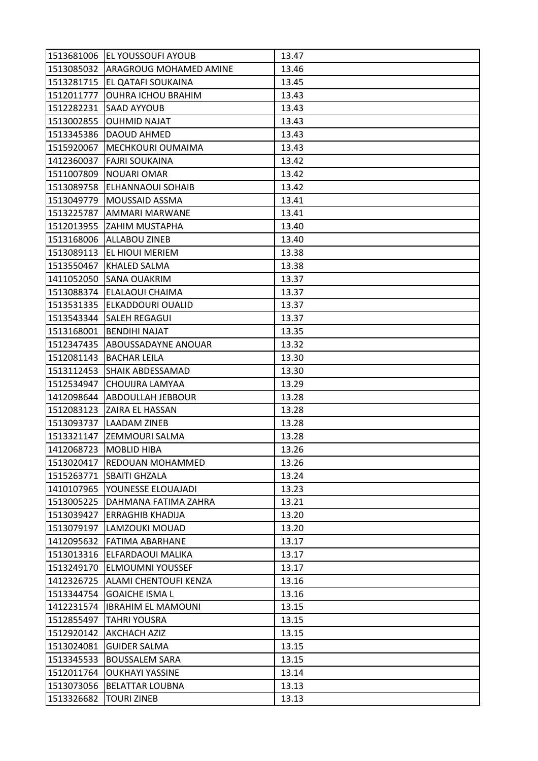| | | |
|---|---|---|
| 1513681006 | EL YOUSSOUFI AYOUB | 13.47 |
| 1513085032 | ARAGROUG MOHAMED AMINE | 13.46 |
| 1513281715 | EL QATAFI SOUKAINA | 13.45 |
| 1512011777 | OUHRA ICHOU BRAHIM | 13.43 |
| 1512282231 | SAAD AYYOUB | 13.43 |
| 1513002855 | OUHMID NAJAT | 13.43 |
| 1513345386 | DAOUD AHMED | 13.43 |
| 1515920067 | MECHKOURI OUMAIMA | 13.43 |
| 1412360037 | FAJRI SOUKAINA | 13.42 |
| 1511007809 | NOUARI OMAR | 13.42 |
| 1513089758 | ELHANNAOUI SOHAIB | 13.42 |
| 1513049779 | MOUSSAID ASSMA | 13.41 |
| 1513225787 | AMMARI MARWANE | 13.41 |
| 1512013955 | ZAHIM MUSTAPHA | 13.40 |
| 1513168006 | ALLABOU ZINEB | 13.40 |
| 1513089113 | EL HIOUI MERIEM | 13.38 |
| 1513550467 | KHALED SALMA | 13.38 |
| 1411052050 | SANA OUAKRIM | 13.37 |
| 1513088374 | ELALAOUI CHAIMA | 13.37 |
| 1513531335 | ELKADDOURI OUALID | 13.37 |
| 1513543344 | SALEH REGAGUI | 13.37 |
| 1513168001 | BENDIHI NAJAT | 13.35 |
| 1512347435 | ABOUSSADAYNE ANOUAR | 13.32 |
| 1512081143 | BACHAR LEILA | 13.30 |
| 1513112453 | SHAIK ABDESSAMAD | 13.30 |
| 1512534947 | CHOUIJRA LAMYAA | 13.29 |
| 1412098644 | ABDOULLAH JEBBOUR | 13.28 |
| 1512083123 | ZAIRA EL HASSAN | 13.28 |
| 1513093737 | LAADAM ZINEB | 13.28 |
| 1513321147 | ZEMMOURI SALMA | 13.28 |
| 1412068723 | MOBLID HIBA | 13.26 |
| 1513020417 | REDOUAN MOHAMMED | 13.26 |
| 1515263771 | SBAITI GHZALA | 13.24 |
| 1410107965 | YOUNESSE ELOUAJADI | 13.23 |
| 1513005225 | DAHMANA FATIMA ZAHRA | 13.21 |
| 1513039427 | ERRAGHIB KHADIJA | 13.20 |
| 1513079197 | LAMZOUKI MOUAD | 13.20 |
| 1412095632 | FATIMA ABARHANE | 13.17 |
| 1513013316 | ELFARDAOUI MALIKA | 13.17 |
| 1513249170 | ELMOUMNI YOUSSEF | 13.17 |
| 1412326725 | ALAMI CHENTOUFI KENZA | 13.16 |
| 1513344754 | GOAICHE ISMA L | 13.16 |
| 1412231574 | IBRAHIM EL MAMOUNI | 13.15 |
| 1512855497 | TAHRI YOUSRA | 13.15 |
| 1512920142 | AKCHACH AZIZ | 13.15 |
| 1513024081 | GUIDER SALMA | 13.15 |
| 1513345533 | BOUSSALEM SARA | 13.15 |
| 1512011764 | OUKHAYI YASSINE | 13.14 |
| 1513073056 | BELATTAR LOUBNA | 13.13 |
| 1513326682 | TOURI ZINEB | 13.13 |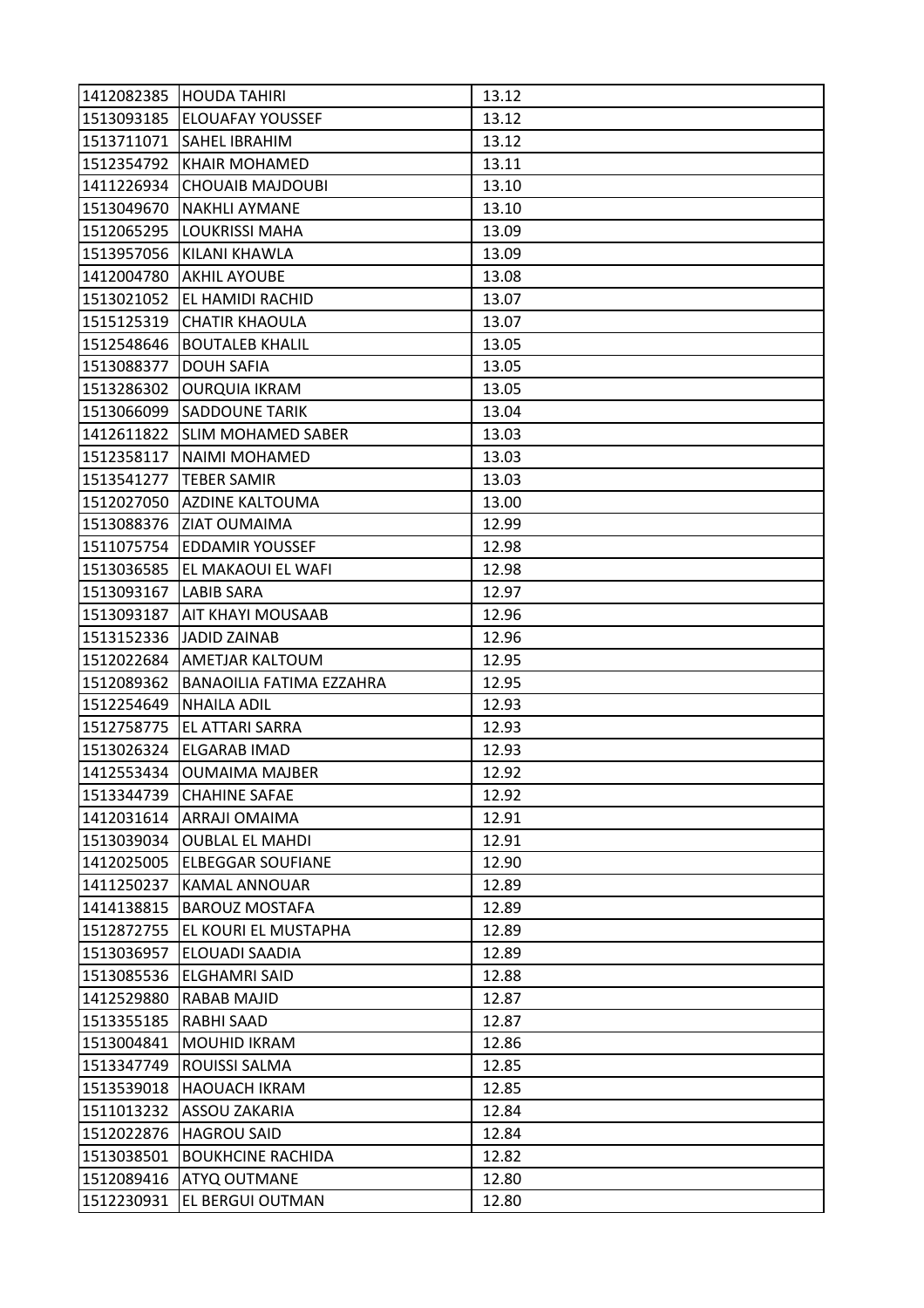| | | |
|---|---|---|
| 1412082385 | HOUDA TAHIRI | 13.12 |
| 1513093185 | ELOUAFAY YOUSSEF | 13.12 |
| 1513711071 | SAHEL IBRAHIM | 13.12 |
| 1512354792 | KHAIR MOHAMED | 13.11 |
| 1411226934 | CHOUAIB MAJDOUBI | 13.10 |
| 1513049670 | NAKHLI AYMANE | 13.10 |
| 1512065295 | LOUKRISSI MAHA | 13.09 |
| 1513957056 | KILANI KHAWLA | 13.09 |
| 1412004780 | AKHIL AYOUBE | 13.08 |
| 1513021052 | EL HAMIDI RACHID | 13.07 |
| 1515125319 | CHATIR KHAOULA | 13.07 |
| 1512548646 | BOUTALEB KHALIL | 13.05 |
| 1513088377 | DOUH SAFIA | 13.05 |
| 1513286302 | OURQUIA IKRAM | 13.05 |
| 1513066099 | SADDOUNE TARIK | 13.04 |
| 1412611822 | SLIM MOHAMED SABER | 13.03 |
| 1512358117 | NAIMI MOHAMED | 13.03 |
| 1513541277 | TEBER SAMIR | 13.03 |
| 1512027050 | AZDINE KALTOUMA | 13.00 |
| 1513088376 | ZIAT OUMAIMA | 12.99 |
| 1511075754 | EDDAMIR YOUSSEF | 12.98 |
| 1513036585 | EL MAKAOUI EL WAFI | 12.98 |
| 1513093167 | LABIB SARA | 12.97 |
| 1513093187 | AIT KHAYI MOUSAAB | 12.96 |
| 1513152336 | JADID ZAINAB | 12.96 |
| 1512022684 | AMETJAR KALTOUM | 12.95 |
| 1512089362 | BANAOILIA FATIMA EZZAHRA | 12.95 |
| 1512254649 | NHAILA ADIL | 12.93 |
| 1512758775 | EL ATTARI SARRA | 12.93 |
| 1513026324 | ELGARAB IMAD | 12.93 |
| 1412553434 | OUMAIMA MAJBER | 12.92 |
| 1513344739 | CHAHINE SAFAE | 12.92 |
| 1412031614 | ARRAJI OMAIMA | 12.91 |
| 1513039034 | OUBLAL EL MAHDI | 12.91 |
| 1412025005 | ELBEGGAR SOUFIANE | 12.90 |
| 1411250237 | KAMAL ANNOUAR | 12.89 |
| 1414138815 | BAROUZ MOSTAFA | 12.89 |
| 1512872755 | EL KOURI EL MUSTAPHA | 12.89 |
| 1513036957 | ELOUADI SAADIA | 12.89 |
| 1513085536 | ELGHAMRI SAID | 12.88 |
| 1412529880 | RABAB MAJID | 12.87 |
| 1513355185 | RABHI SAAD | 12.87 |
| 1513004841 | MOUHID IKRAM | 12.86 |
| 1513347749 | ROUISSI SALMA | 12.85 |
| 1513539018 | HAOUACH IKRAM | 12.85 |
| 1511013232 | ASSOU ZAKARIA | 12.84 |
| 1512022876 | HAGROU SAID | 12.84 |
| 1513038501 | BOUKHCINE RACHIDA | 12.82 |
| 1512089416 | ATYQ OUTMANE | 12.80 |
| 1512230931 | EL BERGUI OUTMAN | 12.80 |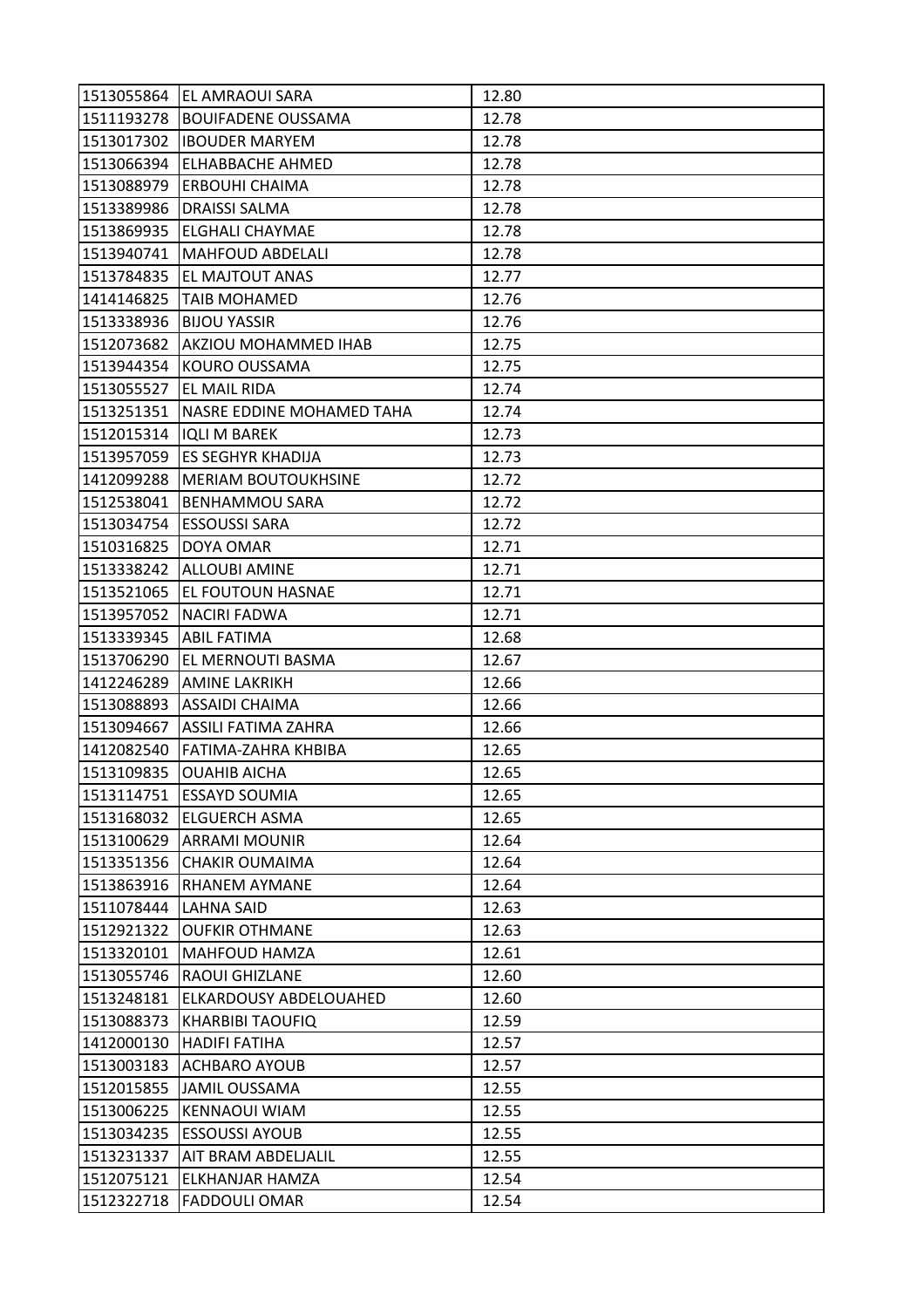| | | |
|---|---|---|
| 1513055864 | EL AMRAOUI SARA | 12.80 |
| 1511193278 | BOUIFADENE OUSSAMA | 12.78 |
| 1513017302 | IBOUDER MARYEM | 12.78 |
| 1513066394 | ELHABBACHE AHMED | 12.78 |
| 1513088979 | ERBOUHI CHAIMA | 12.78 |
| 1513389986 | DRAISSI SALMA | 12.78 |
| 1513869935 | ELGHALI CHAYMAE | 12.78 |
| 1513940741 | MAHFOUD ABDELALI | 12.78 |
| 1513784835 | EL MAJTOUT ANAS | 12.77 |
| 1414146825 | TAIB MOHAMED | 12.76 |
| 1513338936 | BIJOU YASSIR | 12.76 |
| 1512073682 | AKZIOU MOHAMMED IHAB | 12.75 |
| 1513944354 | KOURO OUSSAMA | 12.75 |
| 1513055527 | EL MAIL RIDA | 12.74 |
| 1513251351 | NASRE EDDINE MOHAMED TAHA | 12.74 |
| 1512015314 | IQLI M BAREK | 12.73 |
| 1513957059 | ES SEGHYR KHADIJA | 12.73 |
| 1412099288 | MERIAM BOUTOUKHSINE | 12.72 |
| 1512538041 | BENHAMMOU SARA | 12.72 |
| 1513034754 | ESSOUSSI SARA | 12.72 |
| 1510316825 | DOYA OMAR | 12.71 |
| 1513338242 | ALLOUBI AMINE | 12.71 |
| 1513521065 | EL FOUTOUN HASNAE | 12.71 |
| 1513957052 | NACIRI FADWA | 12.71 |
| 1513339345 | ABIL FATIMA | 12.68 |
| 1513706290 | EL MERNOUTI BASMA | 12.67 |
| 1412246289 | AMINE LAKRIKH | 12.66 |
| 1513088893 | ASSAIDI CHAIMA | 12.66 |
| 1513094667 | ASSILI FATIMA ZAHRA | 12.66 |
| 1412082540 | FATIMA-ZAHRA KHBIBA | 12.65 |
| 1513109835 | OUAHIB AICHA | 12.65 |
| 1513114751 | ESSAYD SOUMIA | 12.65 |
| 1513168032 | ELGUERCH ASMA | 12.65 |
| 1513100629 | ARRAMI MOUNIR | 12.64 |
| 1513351356 | CHAKIR OUMAIMA | 12.64 |
| 1513863916 | RHANEM AYMANE | 12.64 |
| 1511078444 | LAHNA SAID | 12.63 |
| 1512921322 | OUFKIR OTHMANE | 12.63 |
| 1513320101 | MAHFOUD HAMZA | 12.61 |
| 1513055746 | RAOUI GHIZLANE | 12.60 |
| 1513248181 | ELKARDOUSY ABDELOUAHED | 12.60 |
| 1513088373 | KHARBIBI TAOUFIQ | 12.59 |
| 1412000130 | HADIFI FATIHA | 12.57 |
| 1513003183 | ACHBARO AYOUB | 12.57 |
| 1512015855 | JAMIL OUSSAMA | 12.55 |
| 1513006225 | KENNAOUI WIAM | 12.55 |
| 1513034235 | ESSOUSSI AYOUB | 12.55 |
| 1513231337 | AIT BRAM ABDELJALIL | 12.55 |
| 1512075121 | ELKHANJAR HAMZA | 12.54 |
| 1512322718 | FADDOULI OMAR | 12.54 |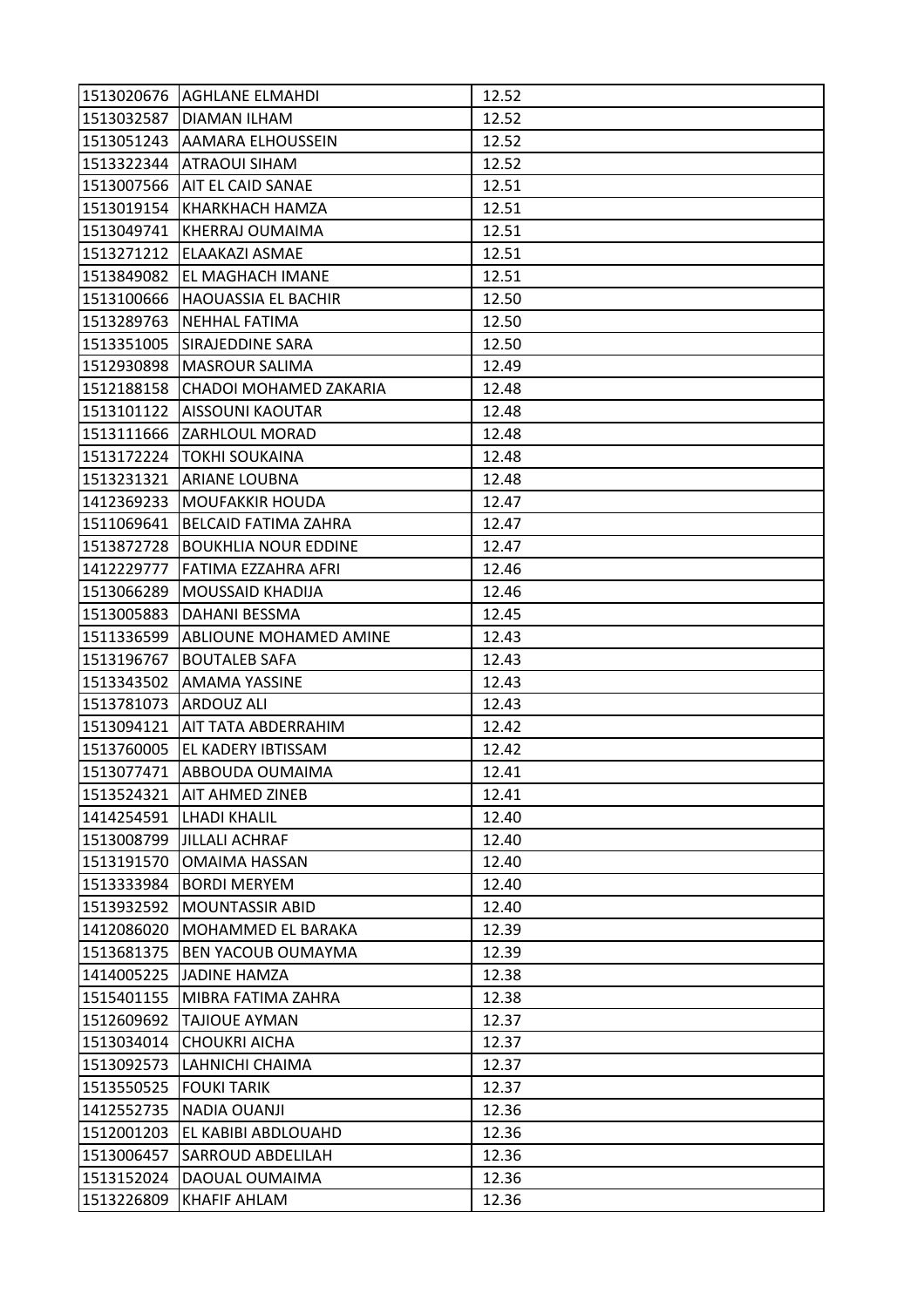| | | |
|---|---|---|
| 1513020676 | AGHLANE ELMAHDI | 12.52 |
| 1513032587 | DIAMAN ILHAM | 12.52 |
| 1513051243 | AAMARA ELHOUSSEIN | 12.52 |
| 1513322344 | ATRAOUI SIHAM | 12.52 |
| 1513007566 | AIT EL CAID SANAE | 12.51 |
| 1513019154 | KHARKHACH HAMZA | 12.51 |
| 1513049741 | KHERRAJ OUMAIMA | 12.51 |
| 1513271212 | ELAAKAZI ASMAE | 12.51 |
| 1513849082 | EL MAGHACH IMANE | 12.51 |
| 1513100666 | HAOUASSIA EL BACHIR | 12.50 |
| 1513289763 | NEHHAL FATIMA | 12.50 |
| 1513351005 | SIRAJEDDINE SARA | 12.50 |
| 1512930898 | MASROUR SALIMA | 12.49 |
| 1512188158 | CHADOI MOHAMED ZAKARIA | 12.48 |
| 1513101122 | AISSOUNI KAOUTAR | 12.48 |
| 1513111666 | ZARHLOUL MORAD | 12.48 |
| 1513172224 | TOKHI SOUKAINA | 12.48 |
| 1513231321 | ARIANE LOUBNA | 12.48 |
| 1412369233 | MOUFAKKIR HOUDA | 12.47 |
| 1511069641 | BELCAID FATIMA ZAHRA | 12.47 |
| 1513872728 | BOUKHLIA NOUR EDDINE | 12.47 |
| 1412229777 | FATIMA EZZAHRA AFRI | 12.46 |
| 1513066289 | MOUSSAID KHADIJA | 12.46 |
| 1513005883 | DAHANI BESSMA | 12.45 |
| 1511336599 | ABLIOUNE MOHAMED AMINE | 12.43 |
| 1513196767 | BOUTALEB SAFA | 12.43 |
| 1513343502 | AMAMA YASSINE | 12.43 |
| 1513781073 | ARDOUZ ALI | 12.43 |
| 1513094121 | AIT TATA ABDERRAHIM | 12.42 |
| 1513760005 | EL KADERY IBTISSAM | 12.42 |
| 1513077471 | ABBOUDA OUMAIMA | 12.41 |
| 1513524321 | AIT AHMED ZINEB | 12.41 |
| 1414254591 | LHADI KHALIL | 12.40 |
| 1513008799 | JILLALI ACHRAF | 12.40 |
| 1513191570 | OMAIMA HASSAN | 12.40 |
| 1513333984 | BORDI MERYEM | 12.40 |
| 1513932592 | MOUNTASSIR ABID | 12.40 |
| 1412086020 | MOHAMMED EL BARAKA | 12.39 |
| 1513681375 | BEN YACOUB OUMAYMA | 12.39 |
| 1414005225 | JADINE HAMZA | 12.38 |
| 1515401155 | MIBRA FATIMA ZAHRA | 12.38 |
| 1512609692 | TAJIOUE AYMAN | 12.37 |
| 1513034014 | CHOUKRI AICHA | 12.37 |
| 1513092573 | LAHNICHI CHAIMA | 12.37 |
| 1513550525 | FOUKI TARIK | 12.37 |
| 1412552735 | NADIA OUANJI | 12.36 |
| 1512001203 | EL KABIBI ABDLOUAHD | 12.36 |
| 1513006457 | SARROUD ABDELILAH | 12.36 |
| 1513152024 | DAOUAL OUMAIMA | 12.36 |
| 1513226809 | KHAFIF AHLAM | 12.36 |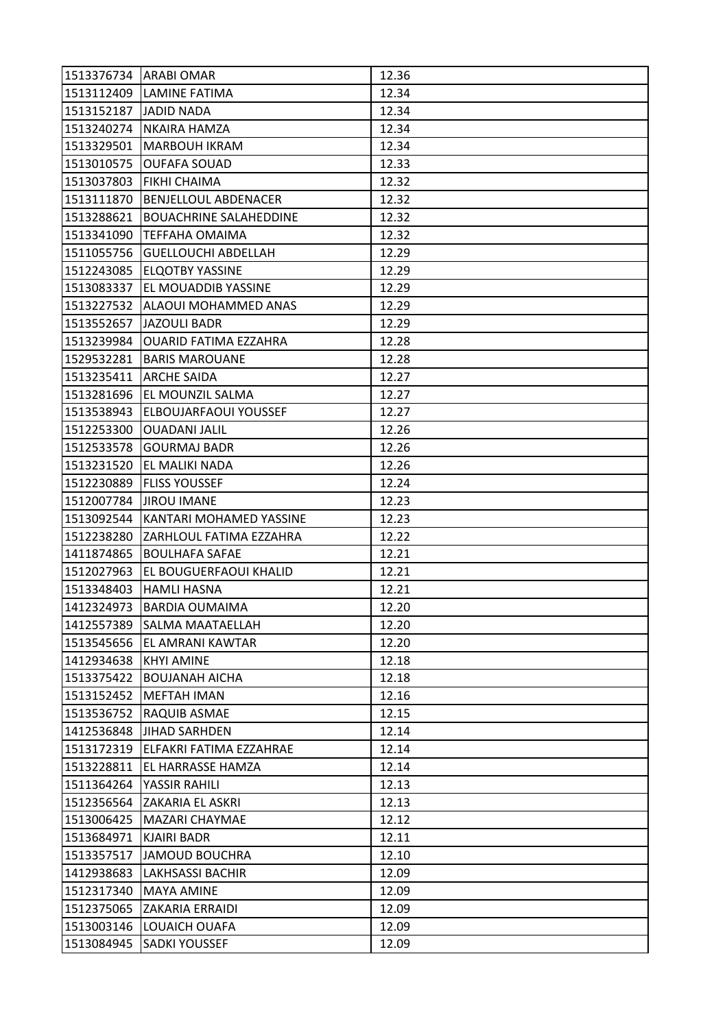| | | |
|---|---|---|
| 1513376734 | ARABI OMAR | 12.36 |
| 1513112409 | LAMINE FATIMA | 12.34 |
| 1513152187 | JADID NADA | 12.34 |
| 1513240274 | NKAIRA HAMZA | 12.34 |
| 1513329501 | MARBOUH IKRAM | 12.34 |
| 1513010575 | OUFAFA SOUAD | 12.33 |
| 1513037803 | FIKHI CHAIMA | 12.32 |
| 1513111870 | BENJELLOUL ABDENACER | 12.32 |
| 1513288621 | BOUACHRINE SALAHEDDINE | 12.32 |
| 1513341090 | TEFFAHA OMAIMA | 12.32 |
| 1511055756 | GUELLOUCHI ABDELLAH | 12.29 |
| 1512243085 | ELQOTBY YASSINE | 12.29 |
| 1513083337 | EL MOUADDIB YASSINE | 12.29 |
| 1513227532 | ALAOUI MOHAMMED ANAS | 12.29 |
| 1513552657 | JAZOULI BADR | 12.29 |
| 1513239984 | OUARID FATIMA EZZAHRA | 12.28 |
| 1529532281 | BARIS MAROUANE | 12.28 |
| 1513235411 | ARCHE SAIDA | 12.27 |
| 1513281696 | EL MOUNZIL SALMA | 12.27 |
| 1513538943 | ELBOUJARFAOUI YOUSSEF | 12.27 |
| 1512253300 | OUADANI JALIL | 12.26 |
| 1512533578 | GOURMAJ BADR | 12.26 |
| 1513231520 | EL MALIKI NADA | 12.26 |
| 1512230889 | FLISS YOUSSEF | 12.24 |
| 1512007784 | JIROU IMANE | 12.23 |
| 1513092544 | KANTARI MOHAMED YASSINE | 12.23 |
| 1512238280 | ZARHLOUL FATIMA EZZAHRA | 12.22 |
| 1411874865 | BOULHAFA SAFAE | 12.21 |
| 1512027963 | EL BOUGUERFAOUI KHALID | 12.21 |
| 1513348403 | HAMLI HASNA | 12.21 |
| 1412324973 | BARDIA OUMAIMA | 12.20 |
| 1412557389 | SALMA MAATAELLAH | 12.20 |
| 1513545656 | EL AMRANI KAWTAR | 12.20 |
| 1412934638 | KHYI AMINE | 12.18 |
| 1513375422 | BOUJANAH AICHA | 12.18 |
| 1513152452 | MEFTAH IMAN | 12.16 |
| 1513536752 | RAQUIB ASMAE | 12.15 |
| 1412536848 | JIHAD SARHDEN | 12.14 |
| 1513172319 | ELFAKRI FATIMA EZZAHRAE | 12.14 |
| 1513228811 | EL HARRASSE HAMZA | 12.14 |
| 1511364264 | YASSIR RAHILI | 12.13 |
| 1512356564 | ZAKARIA EL ASKRI | 12.13 |
| 1513006425 | MAZARI CHAYMAE | 12.12 |
| 1513684971 | KJAIRI BADR | 12.11 |
| 1513357517 | JAMOUD BOUCHRA | 12.10 |
| 1412938683 | LAKHSASSI BACHIR | 12.09 |
| 1512317340 | MAYA AMINE | 12.09 |
| 1512375065 | ZAKARIA ERRAIDI | 12.09 |
| 1513003146 | LOUAICH OUAFA | 12.09 |
| 1513084945 | SADKI YOUSSEF | 12.09 |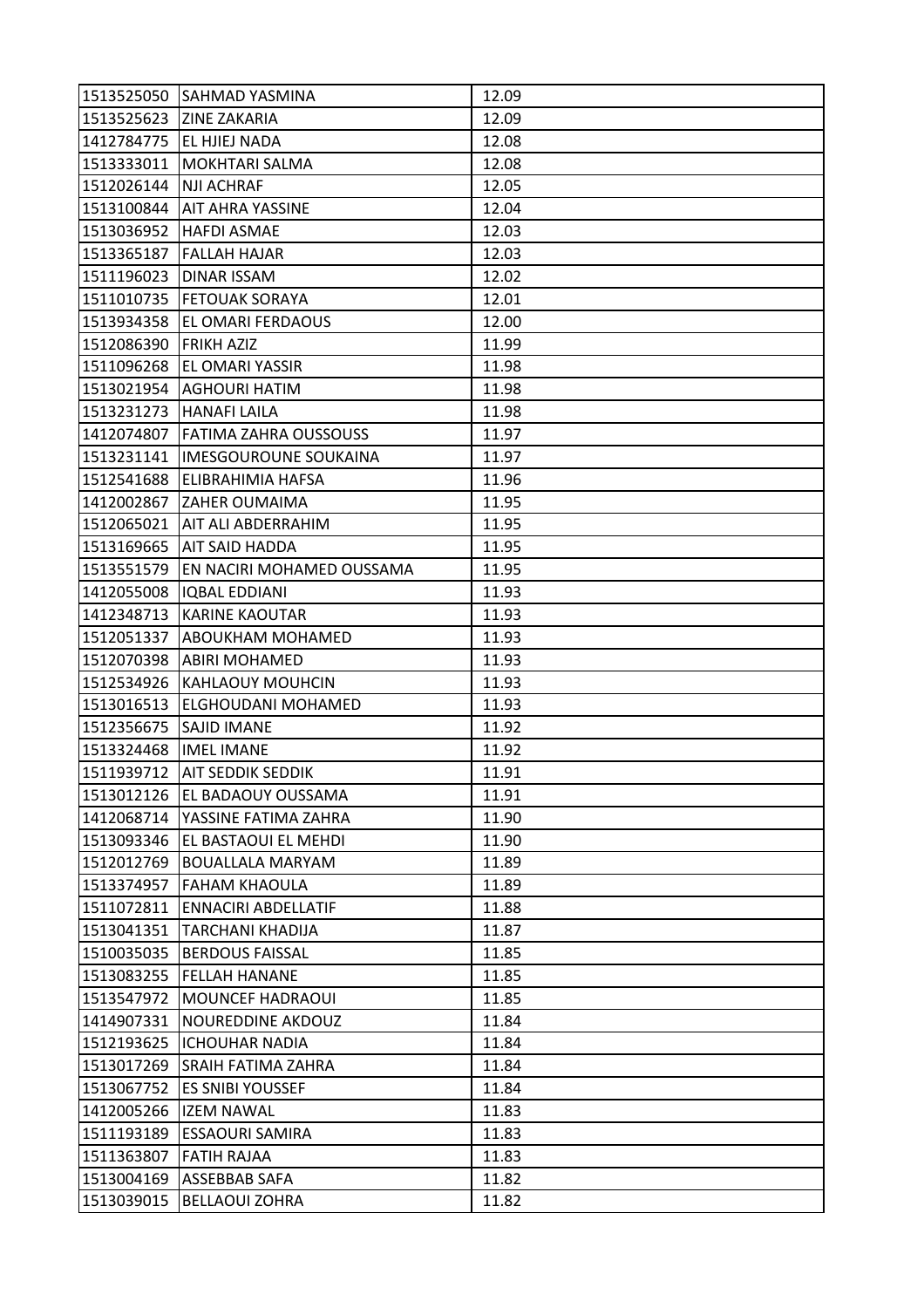| | | |
|---|---|---|
| 1513525050 | SAHMAD YASMINA | 12.09 |
| 1513525623 | ZINE ZAKARIA | 12.09 |
| 1412784775 | EL HJIEJ NADA | 12.08 |
| 1513333011 | MOKHTARI SALMA | 12.08 |
| 1512026144 | NJI ACHRAF | 12.05 |
| 1513100844 | AIT AHRA YASSINE | 12.04 |
| 1513036952 | HAFDI ASMAE | 12.03 |
| 1513365187 | FALLAH HAJAR | 12.03 |
| 1511196023 | DINAR ISSAM | 12.02 |
| 1511010735 | FETOUAK SORAYA | 12.01 |
| 1513934358 | EL OMARI FERDAOUS | 12.00 |
| 1512086390 | FRIKH AZIZ | 11.99 |
| 1511096268 | EL OMARI YASSIR | 11.98 |
| 1513021954 | AGHOURI HATIM | 11.98 |
| 1513231273 | HANAFI LAILA | 11.98 |
| 1412074807 | FATIMA ZAHRA OUSSOUSS | 11.97 |
| 1513231141 | IMESGOUROUNE SOUKAINA | 11.97 |
| 1512541688 | ELIBRAHIMIA HAFSA | 11.96 |
| 1412002867 | ZAHER OUMAIMA | 11.95 |
| 1512065021 | AIT ALI ABDERRAHIM | 11.95 |
| 1513169665 | AIT SAID HADDA | 11.95 |
| 1513551579 | EN NACIRI MOHAMED OUSSAMA | 11.95 |
| 1412055008 | IQBAL EDDIANI | 11.93 |
| 1412348713 | KARINE KAOUTAR | 11.93 |
| 1512051337 | ABOUKHAM MOHAMED | 11.93 |
| 1512070398 | ABIRI MOHAMED | 11.93 |
| 1512534926 | KAHLAOUY MOUHCIN | 11.93 |
| 1513016513 | ELGHOUDANI MOHAMED | 11.93 |
| 1512356675 | SAJID IMANE | 11.92 |
| 1513324468 | IMEL IMANE | 11.92 |
| 1511939712 | AIT SEDDIK SEDDIK | 11.91 |
| 1513012126 | EL BADAOUY OUSSAMA | 11.91 |
| 1412068714 | YASSINE FATIMA ZAHRA | 11.90 |
| 1513093346 | EL BASTAOUI EL MEHDI | 11.90 |
| 1512012769 | BOUALLALA MARYAM | 11.89 |
| 1513374957 | FAHAM KHAOULA | 11.89 |
| 1511072811 | ENNACIRI ABDELLATIF | 11.88 |
| 1513041351 | TARCHANI KHADIJA | 11.87 |
| 1510035035 | BERDOUS FAISSAL | 11.85 |
| 1513083255 | FELLAH HANANE | 11.85 |
| 1513547972 | MOUNCEF HADRAOUI | 11.85 |
| 1414907331 | NOUREDDINE AKDOUZ | 11.84 |
| 1512193625 | ICHOUHAR NADIA | 11.84 |
| 1513017269 | SRAIH FATIMA ZAHRA | 11.84 |
| 1513067752 | ES SNIBI YOUSSEF | 11.84 |
| 1412005266 | IZEM NAWAL | 11.83 |
| 1511193189 | ESSAOURI SAMIRA | 11.83 |
| 1511363807 | FATIH RAJAA | 11.83 |
| 1513004169 | ASSEBBAB SAFA | 11.82 |
| 1513039015 | BELLAOUI ZOHRA | 11.82 |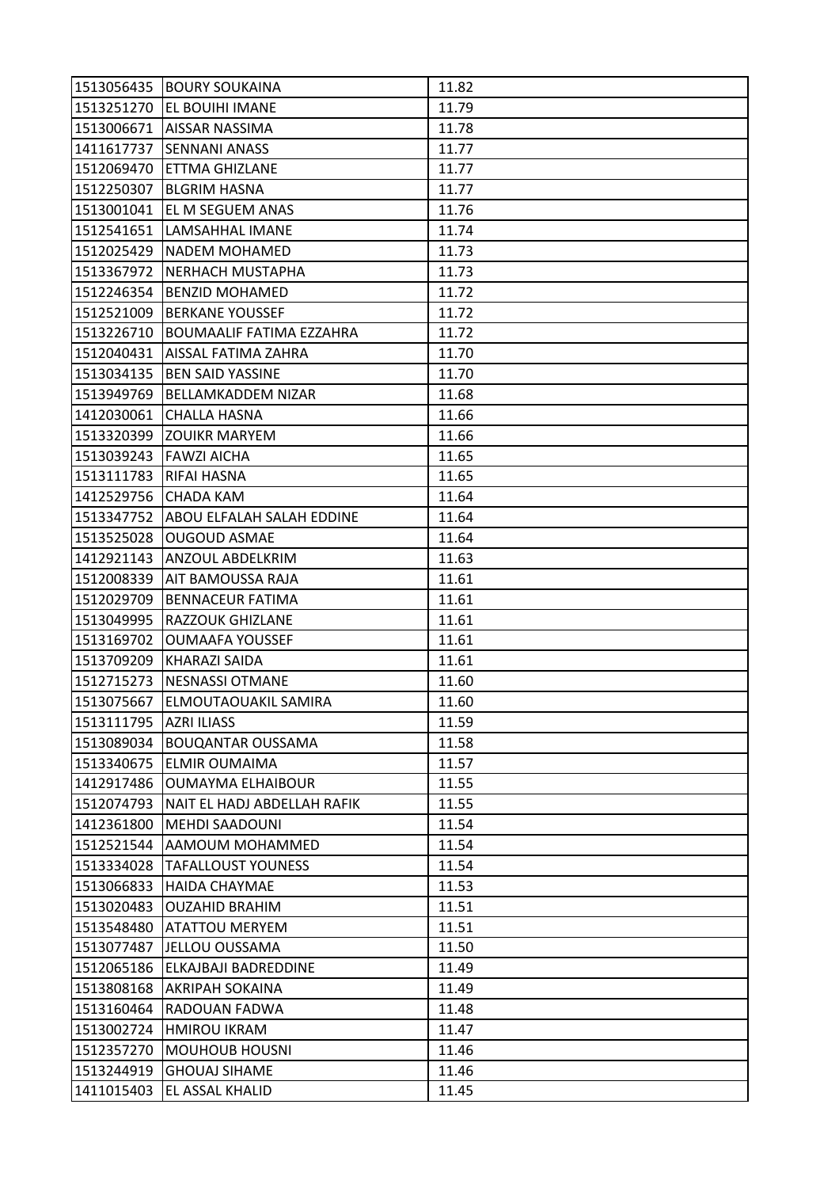| | | |
|---|---|---|
| 1513056435 | BOURY SOUKAINA | 11.82 |
| 1513251270 | EL BOUIHI IMANE | 11.79 |
| 1513006671 | AISSAR NASSIMA | 11.78 |
| 1411617737 | SENNANI ANASS | 11.77 |
| 1512069470 | ETTMA GHIZLANE | 11.77 |
| 1512250307 | BLGRIM HASNA | 11.77 |
| 1513001041 | EL M SEGUEM ANAS | 11.76 |
| 1512541651 | LAMSAHHAL IMANE | 11.74 |
| 1512025429 | NADEM MOHAMED | 11.73 |
| 1513367972 | NERHACH MUSTAPHA | 11.73 |
| 1512246354 | BENZID MOHAMED | 11.72 |
| 1512521009 | BERKANE YOUSSEF | 11.72 |
| 1513226710 | BOUMAALIF FATIMA EZZAHRA | 11.72 |
| 1512040431 | AISSAL FATIMA ZAHRA | 11.70 |
| 1513034135 | BEN SAID YASSINE | 11.70 |
| 1513949769 | BELLAMKADDEM NIZAR | 11.68 |
| 1412030061 | CHALLA HASNA | 11.66 |
| 1513320399 | ZOUIKR MARYEM | 11.66 |
| 1513039243 | FAWZI AICHA | 11.65 |
| 1513111783 | RIFAI HASNA | 11.65 |
| 1412529756 | CHADA KAM | 11.64 |
| 1513347752 | ABOU ELFALAH SALAH EDDINE | 11.64 |
| 1513525028 | OUGOUD ASMAE | 11.64 |
| 1412921143 | ANZOUL ABDELKRIM | 11.63 |
| 1512008339 | AIT BAMOUSSA RAJA | 11.61 |
| 1512029709 | BENNACEUR FATIMA | 11.61 |
| 1513049995 | RAZZOUK GHIZLANE | 11.61 |
| 1513169702 | OUMAAFA YOUSSEF | 11.61 |
| 1513709209 | KHARAZI SAIDA | 11.61 |
| 1512715273 | NESNASSI OTMANE | 11.60 |
| 1513075667 | ELMOUTAOUAKIL SAMIRA | 11.60 |
| 1513111795 | AZRI ILIASS | 11.59 |
| 1513089034 | BOUQANTAR OUSSAMA | 11.58 |
| 1513340675 | ELMIR OUMAIMA | 11.57 |
| 1412917486 | OUMAYMA ELHAIBOUR | 11.55 |
| 1512074793 | NAIT EL HADJ ABDELLAH RAFIK | 11.55 |
| 1412361800 | MEHDI SAADOUNI | 11.54 |
| 1512521544 | AAMOUM MOHAMMED | 11.54 |
| 1513334028 | TAFALLOUST YOUNESS | 11.54 |
| 1513066833 | HAIDA CHAYMAE | 11.53 |
| 1513020483 | OUZAHID BRAHIM | 11.51 |
| 1513548480 | ATATTOU MERYEM | 11.51 |
| 1513077487 | JELLOU OUSSAMA | 11.50 |
| 1512065186 | ELKAJBAJI BADREDDINE | 11.49 |
| 1513808168 | AKRIPAH SOKAINA | 11.49 |
| 1513160464 | RADOUAN FADWA | 11.48 |
| 1513002724 | HMIROU IKRAM | 11.47 |
| 1512357270 | MOUHOUB HOUSNI | 11.46 |
| 1513244919 | GHOUAJ SIHAME | 11.46 |
| 1411015403 | EL ASSAL KHALID | 11.45 |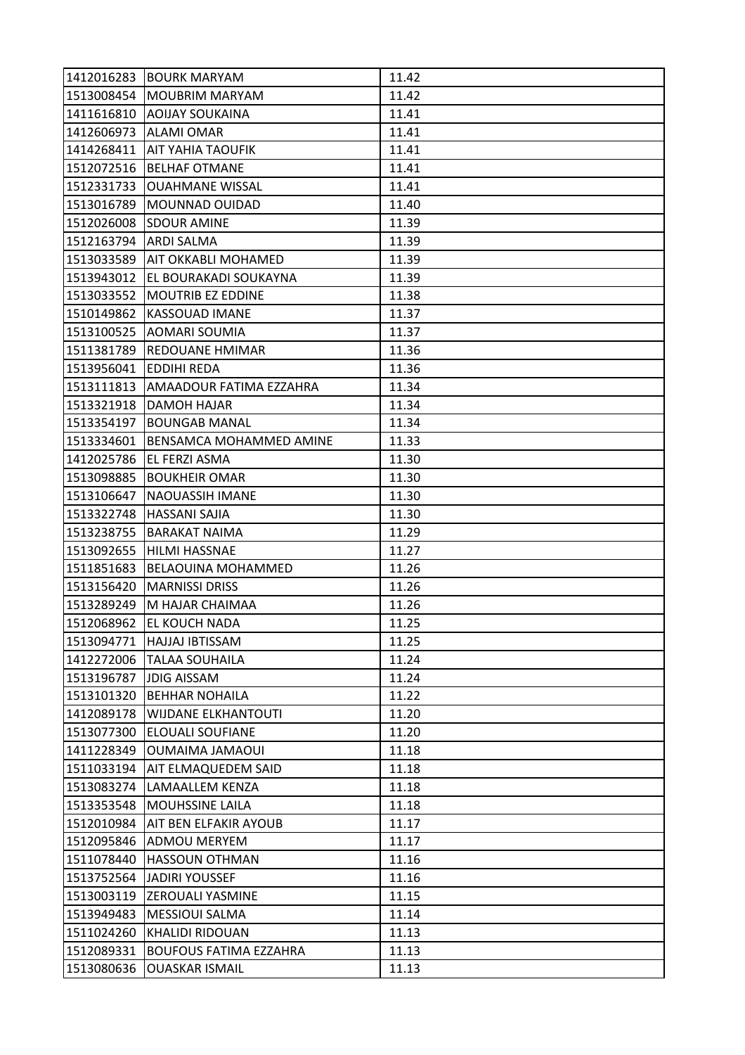| 1412016283 | BOURK MARYAM | 11.42 |
|---|---|---|
| 1513008454 | MOUBRIM MARYAM | 11.42 |
| 1411616810 | AOIJAY SOUKAINA | 11.41 |
| 1412606973 | ALAMI OMAR | 11.41 |
| 1414268411 | AIT YAHIA TAOUFIK | 11.41 |
| 1512072516 | BELHAF OTMANE | 11.41 |
| 1512331733 | OUAHMANE WISSAL | 11.41 |
| 1513016789 | MOUNNAD OUIDAD | 11.40 |
| 1512026008 | SDOUR AMINE | 11.39 |
| 1512163794 | ARDI SALMA | 11.39 |
| 1513033589 | AIT OKKABLI MOHAMED | 11.39 |
| 1513943012 | EL BOURAKADI SOUKAYNA | 11.39 |
| 1513033552 | MOUTRIB EZ EDDINE | 11.38 |
| 1510149862 | KASSOUAD IMANE | 11.37 |
| 1513100525 | AOMARI SOUMIA | 11.37 |
| 1511381789 | REDOUANE HMIMAR | 11.36 |
| 1513956041 | EDDIHI REDA | 11.36 |
| 1513111813 | AMAADOUR FATIMA EZZAHRA | 11.34 |
| 1513321918 | DAMOH HAJAR | 11.34 |
| 1513354197 | BOUNGAB MANAL | 11.34 |
| 1513334601 | BENSAMCA MOHAMMED AMINE | 11.33 |
| 1412025786 | EL FERZI ASMA | 11.30 |
| 1513098885 | BOUKHEIR OMAR | 11.30 |
| 1513106647 | NAOUASSIH IMANE | 11.30 |
| 1513322748 | HASSANI SAJIA | 11.30 |
| 1513238755 | BARAKAT NAIMA | 11.29 |
| 1513092655 | HILMI HASSNAE | 11.27 |
| 1511851683 | BELAOUINA MOHAMMED | 11.26 |
| 1513156420 | MARNISSI DRISS | 11.26 |
| 1513289249 | M HAJAR CHAIMAA | 11.26 |
| 1512068962 | EL KOUCH NADA | 11.25 |
| 1513094771 | HAJJAJ IBTISSAM | 11.25 |
| 1412272006 | TALAA SOUHAILA | 11.24 |
| 1513196787 | JDIG AISSAM | 11.24 |
| 1513101320 | BEHHAR NOHAILA | 11.22 |
| 1412089178 | WIJDANE ELKHANTOUTI | 11.20 |
| 1513077300 | ELOUALI SOUFIANE | 11.20 |
| 1411228349 | OUMAIMA JAMAOUI | 11.18 |
| 1511033194 | AIT ELMAQUEDEM SAID | 11.18 |
| 1513083274 | LAMAALLEM KENZA | 11.18 |
| 1513353548 | MOUHSSINE LAILA | 11.18 |
| 1512010984 | AIT BEN ELFAKIR AYOUB | 11.17 |
| 1512095846 | ADMOU MERYEM | 11.17 |
| 1511078440 | HASSOUN OTHMAN | 11.16 |
| 1513752564 | JADIRI YOUSSEF | 11.16 |
| 1513003119 | ZEROUALI YASMINE | 11.15 |
| 1513949483 | MESSIOUI SALMA | 11.14 |
| 1511024260 | KHALIDI RIDOUAN | 11.13 |
| 1512089331 | BOUFOUS FATIMA EZZAHRA | 11.13 |
| 1513080636 | OUASKAR ISMAIL | 11.13 |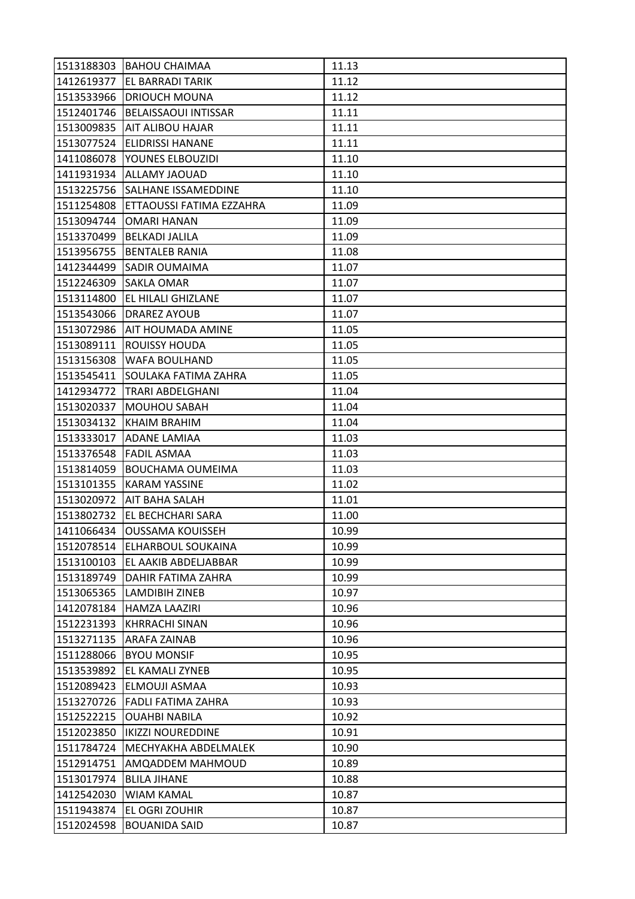| | | |
|---|---|---|
| 1513188303 | BAHOU CHAIMAA | 11.13 |
| 1412619377 | EL BARRADI TARIK | 11.12 |
| 1513533966 | DRIOUCH MOUNA | 11.12 |
| 1512401746 | BELAISSAOUI INTISSAR | 11.11 |
| 1513009835 | AIT ALIBOU HAJAR | 11.11 |
| 1513077524 | ELIDRISSI HANANE | 11.11 |
| 1411086078 | YOUNES ELBOUZIDI | 11.10 |
| 1411931934 | ALLAMY JAOUAD | 11.10 |
| 1513225756 | SALHANE ISSAMEDDINE | 11.10 |
| 1511254808 | ETTAOUSSI FATIMA EZZAHRA | 11.09 |
| 1513094744 | OMARI HANAN | 11.09 |
| 1513370499 | BELKADI JALILA | 11.09 |
| 1513956755 | BENTALEB RANIA | 11.08 |
| 1412344499 | SADIR OUMAIMA | 11.07 |
| 1512246309 | SAKLA OMAR | 11.07 |
| 1513114800 | EL HILALI GHIZLANE | 11.07 |
| 1513543066 | DRAREZ AYOUB | 11.07 |
| 1513072986 | AIT HOUMADA AMINE | 11.05 |
| 1513089111 | ROUISSY HOUDA | 11.05 |
| 1513156308 | WAFA BOULHAND | 11.05 |
| 1513545411 | SOULAKA FATIMA ZAHRA | 11.05 |
| 1412934772 | TRARI ABDELGHANI | 11.04 |
| 1513020337 | MOUHOU SABAH | 11.04 |
| 1513034132 | KHAIM BRAHIM | 11.04 |
| 1513333017 | ADANE LAMIAA | 11.03 |
| 1513376548 | FADIL ASMAA | 11.03 |
| 1513814059 | BOUCHAMA OUMEIMA | 11.03 |
| 1513101355 | KARAM YASSINE | 11.02 |
| 1513020972 | AIT BAHA SALAH | 11.01 |
| 1513802732 | EL BECHCHARI SARA | 11.00 |
| 1411066434 | OUSSAMA KOUISSEH | 10.99 |
| 1512078514 | ELHARBOUL SOUKAINA | 10.99 |
| 1513100103 | EL AAKIB ABDELJABBAR | 10.99 |
| 1513189749 | DAHIR FATIMA ZAHRA | 10.99 |
| 1513065365 | LAMDIBIH ZINEB | 10.97 |
| 1412078184 | HAMZA LAAZIRI | 10.96 |
| 1512231393 | KHRRACHI SINAN | 10.96 |
| 1513271135 | ARAFA ZAINAB | 10.96 |
| 1511288066 | BYOU MONSIF | 10.95 |
| 1513539892 | EL KAMALI ZYNEB | 10.95 |
| 1512089423 | ELMOUJI ASMAA | 10.93 |
| 1513270726 | FADLI FATIMA ZAHRA | 10.93 |
| 1512522215 | OUAHBI NABILA | 10.92 |
| 1512023850 | IKIZZI NOUREDDINE | 10.91 |
| 1511784724 | MECHYAKHA ABDELMALEK | 10.90 |
| 1512914751 | AMQADDEM MAHMOUD | 10.89 |
| 1513017974 | BLILA JIHANE | 10.88 |
| 1412542030 | WIAM KAMAL | 10.87 |
| 1511943874 | EL OGRI ZOUHIR | 10.87 |
| 1512024598 | BOUANIDA SAID | 10.87 |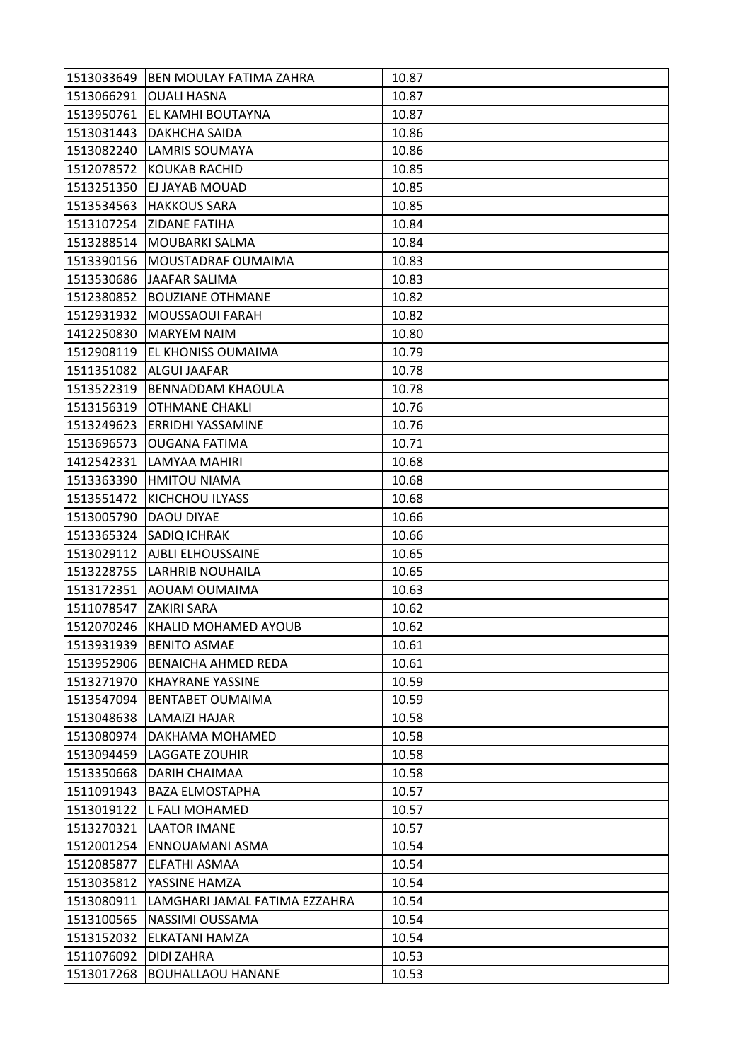| | | |
|---|---|---|
| 1513033649 | BEN MOULAY FATIMA ZAHRA | 10.87 |
| 1513066291 | OUALI HASNA | 10.87 |
| 1513950761 | EL KAMHI BOUTAYNA | 10.87 |
| 1513031443 | DAKHCHA SAIDA | 10.86 |
| 1513082240 | LAMRIS SOUMAYA | 10.86 |
| 1512078572 | KOUKAB RACHID | 10.85 |
| 1513251350 | EJ JAYAB MOUAD | 10.85 |
| 1513534563 | HAKKOUS SARA | 10.85 |
| 1513107254 | ZIDANE FATIHA | 10.84 |
| 1513288514 | MOUBARKI SALMA | 10.84 |
| 1513390156 | MOUSTADRAF OUMAIMA | 10.83 |
| 1513530686 | JAAFAR SALIMA | 10.83 |
| 1512380852 | BOUZIANE OTHMANE | 10.82 |
| 1512931932 | MOUSSAOUI FARAH | 10.82 |
| 1412250830 | MARYEM NAIM | 10.80 |
| 1512908119 | EL KHONISS OUMAIMA | 10.79 |
| 1511351082 | ALGUI JAAFAR | 10.78 |
| 1513522319 | BENNADDAM KHAOULA | 10.78 |
| 1513156319 | OTHMANE CHAKLI | 10.76 |
| 1513249623 | ERRIDHI YASSAMINE | 10.76 |
| 1513696573 | OUGANA FATIMA | 10.71 |
| 1412542331 | LAMYAA MAHIRI | 10.68 |
| 1513363390 | HMITOU NIAMA | 10.68 |
| 1513551472 | KICHCHOU ILYASS | 10.68 |
| 1513005790 | DAOU DIYAE | 10.66 |
| 1513365324 | SADIQ ICHRAK | 10.66 |
| 1513029112 | AJBLI ELHOUSSAINE | 10.65 |
| 1513228755 | LARHRIB NOUHAILA | 10.65 |
| 1513172351 | AOUAM OUMAIMA | 10.63 |
| 1511078547 | ZAKIRI SARA | 10.62 |
| 1512070246 | KHALID MOHAMED AYOUB | 10.62 |
| 1513931939 | BENITO ASMAE | 10.61 |
| 1513952906 | BENAICHA AHMED REDA | 10.61 |
| 1513271970 | KHAYRANE YASSINE | 10.59 |
| 1513547094 | BENTABET OUMAIMA | 10.59 |
| 1513048638 | LAMAIZI HAJAR | 10.58 |
| 1513080974 | DAKHAMA MOHAMED | 10.58 |
| 1513094459 | LAGGATE ZOUHIR | 10.58 |
| 1513350668 | DARIH CHAIMAA | 10.58 |
| 1511091943 | BAZA ELMOSTAPHA | 10.57 |
| 1513019122 | L FALI MOHAMED | 10.57 |
| 1513270321 | LAATOR IMANE | 10.57 |
| 1512001254 | ENNOUAMANI ASMA | 10.54 |
| 1512085877 | ELFATHI ASMAA | 10.54 |
| 1513035812 | YASSINE HAMZA | 10.54 |
| 1513080911 | LAMGHARI JAMAL FATIMA EZZAHRA | 10.54 |
| 1513100565 | NASSIMI OUSSAMA | 10.54 |
| 1513152032 | ELKATANI HAMZA | 10.54 |
| 1511076092 | DIDI ZAHRA | 10.53 |
| 1513017268 | BOUHALLAOU HANANE | 10.53 |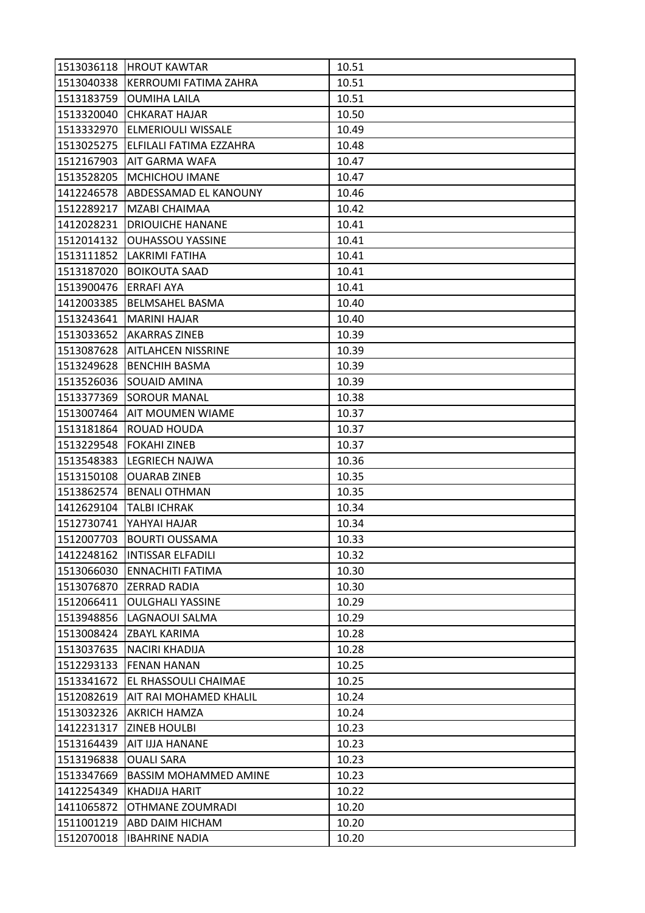| 1513036118 | HROUT KAWTAR | 10.51 |
|---|---|---|
| 1513040338 | KERROUMI FATIMA ZAHRA | 10.51 |
| 1513183759 | OUMIHA LAILA | 10.51 |
| 1513320040 | CHKARAT HAJAR | 10.50 |
| 1513332970 | ELMERIOULI WISSALE | 10.49 |
| 1513025275 | ELFILALI FATIMA EZZAHRA | 10.48 |
| 1512167903 | AIT GARMA WAFA | 10.47 |
| 1513528205 | MCHICHOU IMANE | 10.47 |
| 1412246578 | ABDESSAMAD EL KANOUNY | 10.46 |
| 1512289217 | MZABI CHAIMAA | 10.42 |
| 1412028231 | DRIOUICHE HANANE | 10.41 |
| 1512014132 | OUHASSOU YASSINE | 10.41 |
| 1513111852 | LAKRIMI FATIHA | 10.41 |
| 1513187020 | BOIKOUTA SAAD | 10.41 |
| 1513900476 | ERRAFI AYA | 10.41 |
| 1412003385 | BELMSAHEL BASMA | 10.40 |
| 1513243641 | MARINI HAJAR | 10.40 |
| 1513033652 | AKARRAS ZINEB | 10.39 |
| 1513087628 | AITLAHCEN NISSRINE | 10.39 |
| 1513249628 | BENCHIH BASMA | 10.39 |
| 1513526036 | SOUAID AMINA | 10.39 |
| 1513377369 | SOROUR MANAL | 10.38 |
| 1513007464 | AIT MOUMEN WIAME | 10.37 |
| 1513181864 | ROUAD HOUDA | 10.37 |
| 1513229548 | FOKAHI ZINEB | 10.37 |
| 1513548383 | LEGRIECH NAJWA | 10.36 |
| 1513150108 | OUARAB ZINEB | 10.35 |
| 1513862574 | BENALI OTHMAN | 10.35 |
| 1412629104 | TALBI ICHRAK | 10.34 |
| 1512730741 | YAHYAI HAJAR | 10.34 |
| 1512007703 | BOURTI OUSSAMA | 10.33 |
| 1412248162 | INTISSAR ELFADILI | 10.32 |
| 1513066030 | ENNACHITI FATIMA | 10.30 |
| 1513076870 | ZERRAD RADIA | 10.30 |
| 1512066411 | OULGHALI YASSINE | 10.29 |
| 1513948856 | LAGNAOUI SALMA | 10.29 |
| 1513008424 | ZBAYL KARIMA | 10.28 |
| 1513037635 | NACIRI KHADIJA | 10.28 |
| 1512293133 | FENAN HANAN | 10.25 |
| 1513341672 | EL RHASSOULI CHAIMAE | 10.25 |
| 1512082619 | AIT RAI MOHAMED KHALIL | 10.24 |
| 1513032326 | AKRICH HAMZA | 10.24 |
| 1412231317 | ZINEB HOULBI | 10.23 |
| 1513164439 | AIT IJJA HANANE | 10.23 |
| 1513196838 | OUALI SARA | 10.23 |
| 1513347669 | BASSIM MOHAMMED AMINE | 10.23 |
| 1412254349 | KHADIJA HARIT | 10.22 |
| 1411065872 | OTHMANE ZOUMRADI | 10.20 |
| 1511001219 | ABD DAIM HICHAM | 10.20 |
| 1512070018 | IBAHRINE NADIA | 10.20 |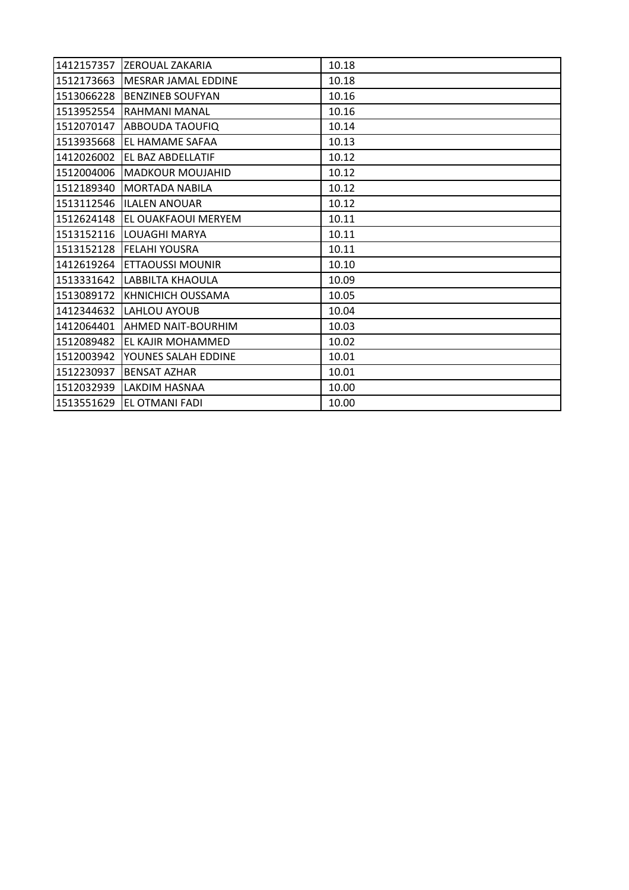| | | |
|---|---|---|
| 1412157357 | ZEROUAL ZAKARIA | 10.18 |
| 1512173663 | MESRAR JAMAL EDDINE | 10.18 |
| 1513066228 | BENZINEB SOUFYAN | 10.16 |
| 1513952554 | RAHMANI MANAL | 10.16 |
| 1512070147 | ABBOUDA TAOUFIQ | 10.14 |
| 1513935668 | EL HAMAME SAFAA | 10.13 |
| 1412026002 | EL BAZ ABDELLATIF | 10.12 |
| 1512004006 | MADKOUR MOUJAHID | 10.12 |
| 1512189340 | MORTADA NABILA | 10.12 |
| 1513112546 | ILALEN ANOUAR | 10.12 |
| 1512624148 | EL OUAKFAOUI MERYEM | 10.11 |
| 1513152116 | LOUAGHI MARYA | 10.11 |
| 1513152128 | FELAHI YOUSRA | 10.11 |
| 1412619264 | ETTAOUSSI MOUNIR | 10.10 |
| 1513331642 | LABBILTA KHAOULA | 10.09 |
| 1513089172 | KHNICHICH OUSSAMA | 10.05 |
| 1412344632 | LAHLOU AYOUB | 10.04 |
| 1412064401 | AHMED NAIT-BOURHIM | 10.03 |
| 1512089482 | EL KAJIR MOHAMMED | 10.02 |
| 1512003942 | YOUNES SALAH EDDINE | 10.01 |
| 1512230937 | BENSAT AZHAR | 10.01 |
| 1512032939 | LAKDIM HASNAA | 10.00 |
| 1513551629 | EL OTMANI FADI | 10.00 |